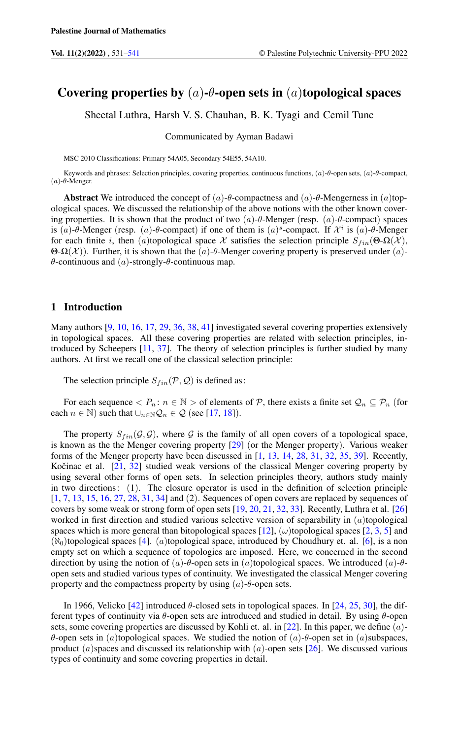# Covering properties by $(a)$-$\theta$-open sets in $(a)$topological spaces

Sheetal Luthra, Harsh V. S. Chauhan, B. K. Tyagi and Cemil Tunc

Communicated by Ayman Badawi

MSC 2010 Classifications: Primary 54A05, Secondary 54E55, 54A10.

Keywords and phrases: Selection principles, covering properties, continuous functions, $(a)$-$\theta$-open sets, $(a)$-$\theta$-compact, $(a)$-$\theta$-Menger.

**Abstract** We introduced the concept of $(a)$-$\theta$-compactness and $(a)$-$\theta$-Mengerness in $(a)$topological spaces. We discussed the relationship of the above notions with the other known covering properties. It is shown that the product of two $(a)$-$\theta$-Menger (resp. $(a)$-$\theta$-compact) spaces is $(a)$-$\theta$-Menger (resp. $(a)$-$\theta$-compact) if one of them is $(a)^s$-compact. If $\mathcal{X}^i$ is $(a)$-$\theta$-Menger for each finite $i$, then $(a)$topological space $\mathcal{X}$ satisfies the selection principle $S_{fin}(\Theta\text{-}\Omega(\mathcal{X}), \Theta\text{-}\Omega(\mathcal{X}))$. Further, it is shown that the $(a)$-$\theta$-Menger covering property is preserved under $(a)$-$\theta$-continuous and $(a)$-strongly-$\theta$-continuous map.

## 1 Introduction

Many authors [9, 10, 16, 17, 29, 36, 38, 41] investigated several covering properties extensively in topological spaces. All these covering properties are related with selection principles, introduced by Scheepers [11, 37]. The theory of selection principles is further studied by many authors. At first we recall one of the classical selection principle:

The selection principle $S_{fin}(\mathcal{P}, \mathcal{Q})$ is defined as:

For each sequence $< P_n \colon n \in \mathbb{N} >$ of elements of $\mathcal{P}$, there exists a finite set $\mathcal{Q}_n \subseteq \mathcal{P}_n$ (for each $n \in \mathbb{N}$) such that $\cup_{n\in\mathbb{N}}\mathcal{Q}_n \in \mathcal{Q}$ (see [17, 18]).

The property $S_{fin}(\mathcal{G}, \mathcal{G})$, where $\mathcal{G}$ is the family of all open covers of a topological space, is known as the the Menger covering property [29] (or the Menger property). Various weaker forms of the Menger property have been discussed in [1, 13, 14, 28, 31, 32, 35, 39]. Recently, Kočinac et al. [21, 32] studied weak versions of the classical Menger covering property by using several other forms of open sets. In selection principles theory, authors study mainly in two directions: (1). The closure operator is used in the definition of selection principle [1, 7, 13, 15, 16, 27, 28, 31, 34] and (2). Sequences of open covers are replaced by sequences of covers by some weak or strong form of open sets [19, 20, 21, 32, 33]. Recently, Luthra et al. [26] worked in first direction and studied various selective version of separability in $(a)$topological spaces which is more general than bitopological spaces [12], $(\omega)$topological spaces [2, 3, 5] and $(\aleph_0)$topological spaces [4]. $(a)$topological space, introduced by Choudhury et. al. [6], is a non empty set on which a sequence of topologies are imposed. Here, we concerned in the second direction by using the notion of $(a)$-$\theta$-open sets in $(a)$topological spaces. We introduced $(a)$-$\theta$-open sets and studied various types of continuity. We investigated the classical Menger covering property and the compactness property by using $(a)$-$\theta$-open sets.

In 1966, Velicko [42] introduced $\theta$-closed sets in topological spaces. In [24, 25, 30], the different types of continuity via $\theta$-open sets are introduced and studied in detail. By using $\theta$-open sets, some covering properties are discussed by Kohli et. al. in [22]. In this paper, we define $(a)$-$\theta$-open sets in $(a)$topological spaces. We studied the notion of $(a)$-$\theta$-open set in $(a)$subspaces, product $(a)$spaces and discussed its relationship with $(a)$-open sets [26]. We discussed various types of continuity and some covering properties in detail.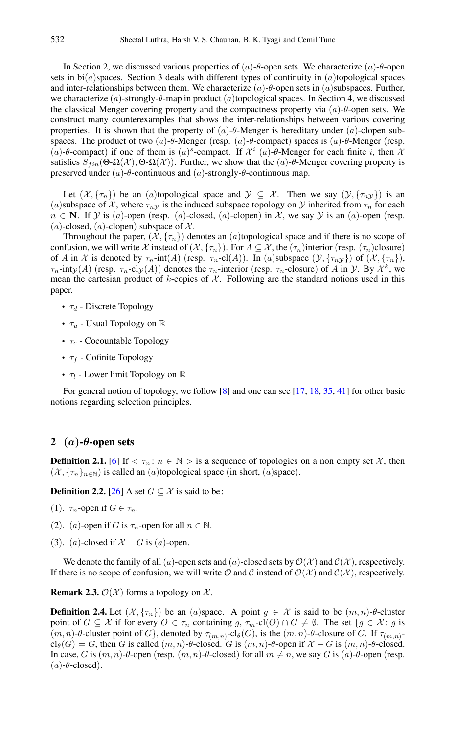In Section 2, we discussed various properties of $(a)$-$\theta$-open sets. We characterize $(a)$-$\theta$-open sets in bi$(a)$spaces. Section 3 deals with different types of continuity in $(a)$topological spaces and inter-relationships between them. We characterize $(a)$-$\theta$-open sets in $(a)$subspaces. Further, we characterize $(a)$-strongly-$\theta$-map in product $(a)$topological spaces. In Section 4, we discussed the classical Menger covering property and the compactness property via $(a)$-$\theta$-open sets. We construct many counterexamples that shows the inter-relationships between various covering properties. It is shown that the property of $(a)$-$\theta$-Menger is hereditary under $(a)$-clopen subspaces. The product of two $(a)$-$\theta$-Menger (resp. $(a)$-$\theta$-compact) spaces is $(a)$-$\theta$-Menger (resp. $(a)$-$\theta$-compact) if one of them is $(a)^s$-compact. If $\mathcal{X}^i$ $(a)$-$\theta$-Menger for each finite $i$, then $\mathcal{X}$ satisfies $S_{fin}(\Theta\text{-}\Omega(\mathcal{X}), \Theta\text{-}\Omega(\mathcal{X}))$. Further, we show that the $(a)$-$\theta$-Menger covering property is preserved under $(a)$-$\theta$-continuous and $(a)$-strongly-$\theta$-continuous map.

Let $(\mathcal{X}, \{\tau_n\})$ be an $(a)$topological space and $\mathcal{Y} \subseteq \mathcal{X}$. Then we say $(\mathcal{Y}, \{\tau_{n\mathcal{Y}}\})$ is an $(a)$subspace of $\mathcal{X}$, where $\tau_{n\mathcal{Y}}$ is the induced subspace topology on $\mathcal{Y}$ inherited from $\tau_n$ for each $n \in \mathbf{N}$. If $\mathcal{Y}$ is $(a)$-open (resp. $(a)$-closed, $(a)$-clopen) in $\mathcal{X}$, we say $\mathcal{Y}$ is an $(a)$-open (resp. $(a)$-closed, $(a)$-clopen) subspace of $\mathcal{X}$.

Throughout the paper, $(\mathcal{X}, \{\tau_n\})$ denotes an $(a)$topological space and if there is no scope of confusion, we will write $\mathcal{X}$ instead of $(\mathcal{X}, \{\tau_n\})$. For $A \subseteq \mathcal{X}$, the $(\tau_n)$interior (resp. $(\tau_n)$closure) of $A$ in $\mathcal{X}$ is denoted by $\tau_n$-int$(A)$ (resp. $\tau_n$-cl$(A)$). In $(a)$subspace $(\mathcal{Y}, \{\tau_{n\mathcal{Y}}\})$ of $(\mathcal{X}, \{\tau_n\})$, $\tau_n$-int$_{\mathcal{Y}}(A)$ (resp. $\tau_n$-cl$_{\mathcal{Y}}(A)$) denotes the $\tau_n$-interior (resp. $\tau_n$-closure) of $A$ in $\mathcal{Y}$. By $\mathcal{X}^k$, we mean the cartesian product of $k$-copies of $\mathcal{X}$. Following are the standard notions used in this paper.

- $\tau_d$ - Discrete Topology
- $\tau_u$ - Usual Topology on $\mathbb{R}$
- $\tau_c$ - Cocountable Topology
- $\tau_f$ - Cofinite Topology
- $\tau_l$ - Lower limit Topology on $\mathbb{R}$

For general notion of topology, we follow [8] and one can see [17, 18, 35, 41] for other basic notions regarding selection principles.

## 2 $(a)$-$\theta$-open sets

**Definition 2.1.** [6] If $< \tau_n \colon n \in \mathbb{N} >$ is a sequence of topologies on a non empty set $\mathcal{X}$, then $(\mathcal{X}, \{\tau_n\}_{n\in\mathbb{N}})$ is called an $(a)$topological space (in short, $(a)$space).

**Definition 2.2.** [26] A set $G \subseteq \mathcal{X}$ is said to be:

(1). $\tau_n$-open if $G \in \tau_n$.

(2). $(a)$-open if $G$ is $\tau_n$-open for all $n \in \mathbb{N}$.

(3). $(a)$-closed if $\mathcal{X} - G$ is $(a)$-open.

We denote the family of all $(a)$-open sets and $(a)$-closed sets by $\mathcal{O}(\mathcal{X})$ and $\mathcal{C}(\mathcal{X})$, respectively. If there is no scope of confusion, we will write $\mathcal{O}$ and $\mathcal{C}$ instead of $\mathcal{O}(\mathcal{X})$ and $\mathcal{C}(\mathcal{X})$, respectively.

**Remark 2.3.** $\mathcal{O}(\mathcal{X})$ forms a topology on $\mathcal{X}$.

**Definition 2.4.** Let $(\mathcal{X}, \{\tau_n\})$ be an $(a)$space. A point $g \in \mathcal{X}$ is said to be $(m, n)$-$\theta$-cluster point of $G \subseteq \mathcal{X}$ if for every $O \in \tau_n$ containing $g$, $\tau_m$-cl$(O) \cap G \neq \emptyset$. The set $\{g \in \mathcal{X} \colon g$ is $(m, n)$-$\theta$-cluster point of $G\}$, denoted by $\tau_{(m,n)}$-cl$_\theta(G)$, is the $(m, n)$-$\theta$-closure of $G$. If $\tau_{(m,n)}$-cl$_\theta(G) = G$, then $G$ is called $(m, n)$-$\theta$-closed. $G$ is $(m, n)$-$\theta$-open if $\mathcal{X} - G$ is $(m, n)$-$\theta$-closed. In case, $G$ is $(m, n)$-$\theta$-open (resp. $(m, n)$-$\theta$-closed) for all $m \neq n$, we say $G$ is $(a)$-$\theta$-open (resp. $(a)$-$\theta$-closed).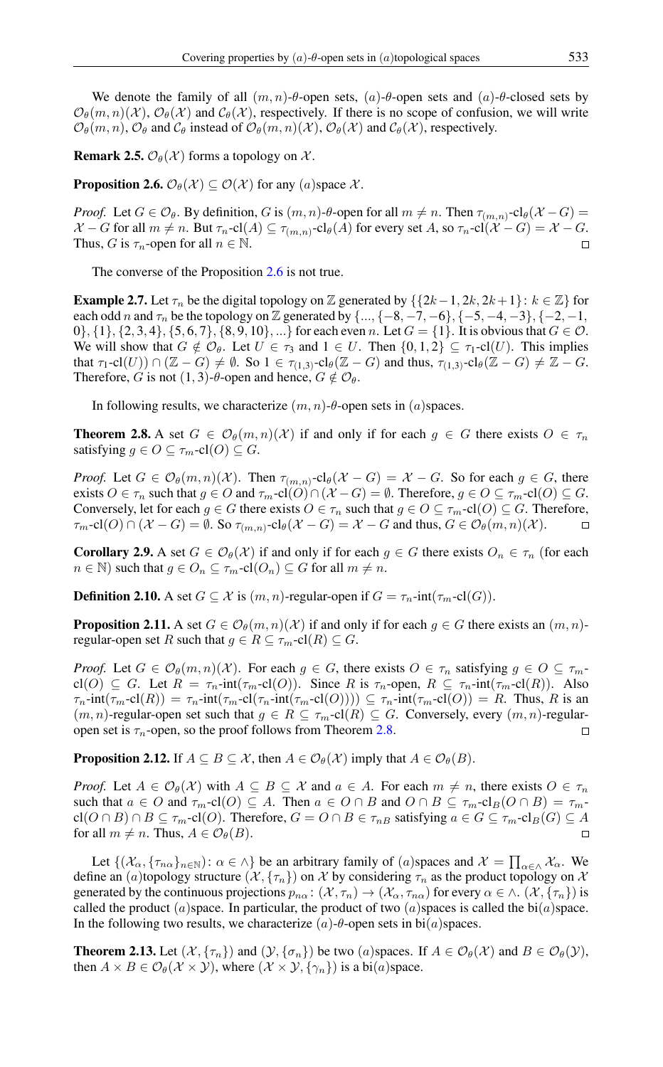We denote the family of all $(m,n)$-$\theta$-open sets, $(a)$-$\theta$-open sets and $(a)$-$\theta$-closed sets by $\mathcal{O}_\theta(m,n)(\mathcal{X})$, $\mathcal{O}_\theta(\mathcal{X})$ and $\mathcal{C}_\theta(\mathcal{X})$, respectively. If there is no scope of confusion, we will write $\mathcal{O}_\theta(m,n)$, $\mathcal{O}_\theta$ and $\mathcal{C}_\theta$ instead of $\mathcal{O}_\theta(m,n)(\mathcal{X})$, $\mathcal{O}_\theta(\mathcal{X})$ and $\mathcal{C}_\theta(\mathcal{X})$, respectively.

**Remark 2.5.** $\mathcal{O}_\theta(\mathcal{X})$ forms a topology on $\mathcal{X}$.

**Proposition 2.6.** $\mathcal{O}_\theta(\mathcal{X}) \subseteq \mathcal{O}(\mathcal{X})$ for any $(a)$space $\mathcal{X}$.

*Proof.* Let $G \in \mathcal{O}_\theta$. By definition, $G$ is $(m,n)$-$\theta$-open for all $m \neq n$. Then $\tau_{(m,n)}$-$\mathrm{cl}_\theta(\mathcal{X}-G) = \mathcal{X}-G$ for all $m \neq n$. But $\tau_n$-$\mathrm{cl}(A) \subseteq \tau_{(m,n)}$-$\mathrm{cl}_\theta(A)$ for every set $A$, so $\tau_n$-$\mathrm{cl}(\mathcal{X}-G) = \mathcal{X}-G$. Thus, $G$ is $\tau_n$-open for all $n \in \mathbb{N}$. ∎

The converse of the Proposition 2.6 is not true.

**Example 2.7.** Let $\tau_n$ be the digital topology on $\mathbb{Z}$ generated by $\{\{2k-1, 2k, 2k+1\} : k \in \mathbb{Z}\}$ for each odd $n$ and $\tau_n$ be the topology on $\mathbb{Z}$ generated by $\{..., \{-8,-7,-6\}, \{-5,-4,-3\}, \{-2,-1,0\}, \{1\}, \{2,3,4\}, \{5,6,7\}, \{8,9,10\}, ...\}$ for each even $n$. Let $G = \{1\}$. It is obvious that $G \in \mathcal{O}$. We will show that $G \notin \mathcal{O}_\theta$. Let $U \in \tau_3$ and $1 \in U$. Then $\{0,1,2\} \subseteq \tau_1$-$\mathrm{cl}(U)$. This implies that $\tau_1$-$\mathrm{cl}(U)) \cap (\mathbb{Z}-G) \neq \emptyset$. So $1 \in \tau_{(1,3)}$-$\mathrm{cl}_\theta(\mathbb{Z}-G)$ and thus, $\tau_{(1,3)}$-$\mathrm{cl}_\theta(\mathbb{Z}-G) \neq \mathbb{Z}-G$. Therefore, $G$ is not $(1,3)$-$\theta$-open and hence, $G \notin \mathcal{O}_\theta$.

In following results, we characterize $(m,n)$-$\theta$-open sets in $(a)$spaces.

**Theorem 2.8.** A set $G \in \mathcal{O}_\theta(m,n)(\mathcal{X})$ if and only if for each $g \in G$ there exists $O \in \tau_n$ satisfying $g \in O \subseteq \tau_m$-$\mathrm{cl}(O) \subseteq G$.

*Proof.* Let $G \in \mathcal{O}_\theta(m,n)(\mathcal{X})$. Then $\tau_{(m,n)}$-$\mathrm{cl}_\theta(\mathcal{X}-G) = \mathcal{X}-G$. So for each $g \in G$, there exists $O \in \tau_n$ such that $g \in O$ and $\tau_m$-$\mathrm{cl}(O) \cap (\mathcal{X}-G) = \emptyset$. Therefore, $g \in O \subseteq \tau_m$-$\mathrm{cl}(O) \subseteq G$. Conversely, let for each $g \in G$ there exists $O \in \tau_n$ such that $g \in O \subseteq \tau_m$-$\mathrm{cl}(O) \subseteq G$. Therefore, $\tau_m$-$\mathrm{cl}(O) \cap (\mathcal{X}-G) = \emptyset$. So $\tau_{(m,n)}$-$\mathrm{cl}_\theta(\mathcal{X}-G) = \mathcal{X}-G$ and thus, $G \in \mathcal{O}_\theta(m,n)(\mathcal{X})$. ∎

**Corollary 2.9.** A set $G \in \mathcal{O}_\theta(\mathcal{X})$ if and only if for each $g \in G$ there exists $O_n \in \tau_n$ (for each $n \in \mathbb{N}$) such that $g \in O_n \subseteq \tau_m$-$\mathrm{cl}(O_n) \subseteq G$ for all $m \neq n$.

**Definition 2.10.** A set $G \subseteq \mathcal{X}$ is $(m,n)$-regular-open if $G = \tau_n$-$\mathrm{int}(\tau_m$-$\mathrm{cl}(G))$.

**Proposition 2.11.** A set $G \in \mathcal{O}_\theta(m,n)(\mathcal{X})$ if and only if for each $g \in G$ there exists an $(m,n)$-regular-open set $R$ such that $g \in R \subseteq \tau_m$-$\mathrm{cl}(R) \subseteq G$.

*Proof.* Let $G \in \mathcal{O}_\theta(m,n)(\mathcal{X})$. For each $g \in G$, there exists $O \in \tau_n$ satisfying $g \in O \subseteq \tau_m$-$\mathrm{cl}(O) \subseteq G$. Let $R = \tau_n$-$\mathrm{int}(\tau_m$-$\mathrm{cl}(O))$. Since $R$ is $\tau_n$-open, $R \subseteq \tau_n$-$\mathrm{int}(\tau_m$-$\mathrm{cl}(R))$. Also $\tau_n$-$\mathrm{int}(\tau_m$-$\mathrm{cl}(R)) = \tau_n$-$\mathrm{int}(\tau_m$-$\mathrm{cl}(\tau_n$-$\mathrm{int}(\tau_m$-$\mathrm{cl}(O)))) \subseteq \tau_n$-$\mathrm{int}(\tau_m$-$\mathrm{cl}(O)) = R$. Thus, $R$ is an $(m,n)$-regular-open set such that $g \in R \subseteq \tau_m$-$\mathrm{cl}(R) \subseteq G$. Conversely, every $(m,n)$-regular-open set is $\tau_n$-open, so the proof follows from Theorem 2.8. ∎

**Proposition 2.12.** If $A \subseteq B \subseteq \mathcal{X}$, then $A \in \mathcal{O}_\theta(\mathcal{X})$ imply that $A \in \mathcal{O}_\theta(B)$.

*Proof.* Let $A \in \mathcal{O}_\theta(\mathcal{X})$ with $A \subseteq B \subseteq \mathcal{X}$ and $a \in A$. For each $m \neq n$, there exists $O \in \tau_n$ such that $a \in O$ and $\tau_m$-$\mathrm{cl}(O) \subseteq A$. Then $a \in O \cap B$ and $O \cap B \subseteq \tau_m$-$\mathrm{cl}_B(O \cap B) = \tau_m$-$\mathrm{cl}(O \cap B) \cap B \subseteq \tau_m$-$\mathrm{cl}(O)$. Therefore, $G = O \cap B \in \tau_{nB}$ satisfying $a \in G \subseteq \tau_m$-$\mathrm{cl}_B(G) \subseteq A$ for all $m \neq n$. Thus, $A \in \mathcal{O}_\theta(B)$. ∎

Let $\{(\mathcal{X}_\alpha, \{\tau_{n\alpha}\}_{n\in\mathbb{N}}) : \alpha \in \wedge\}$ be an arbitrary family of $(a)$spaces and $\mathcal{X} = \prod_{\alpha\in\wedge} \mathcal{X}_\alpha$. We define an $(a)$topology structure $(\mathcal{X}, \{\tau_n\})$ on $\mathcal{X}$ by considering $\tau_n$ as the product topology on $\mathcal{X}$ generated by the continuous projections $p_{n\alpha} : (\mathcal{X}, \tau_n) \to (\mathcal{X}_\alpha, \tau_{n\alpha})$ for every $\alpha \in \wedge$. $(\mathcal{X}, \{\tau_n\})$ is called the product $(a)$space. In particular, the product of two $(a)$spaces is called the bi$(a)$space. In the following two results, we characterize $(a)$-$\theta$-open sets in bi$(a)$spaces.

**Theorem 2.13.** Let $(\mathcal{X}, \{\tau_n\})$ and $(\mathcal{Y}, \{\sigma_n\})$ be two $(a)$spaces. If $A \in \mathcal{O}_\theta(\mathcal{X})$ and $B \in \mathcal{O}_\theta(\mathcal{Y})$, then $A \times B \in \mathcal{O}_\theta(\mathcal{X} \times \mathcal{Y})$, where $(\mathcal{X} \times \mathcal{Y}, \{\gamma_n\})$ is a bi$(a)$space.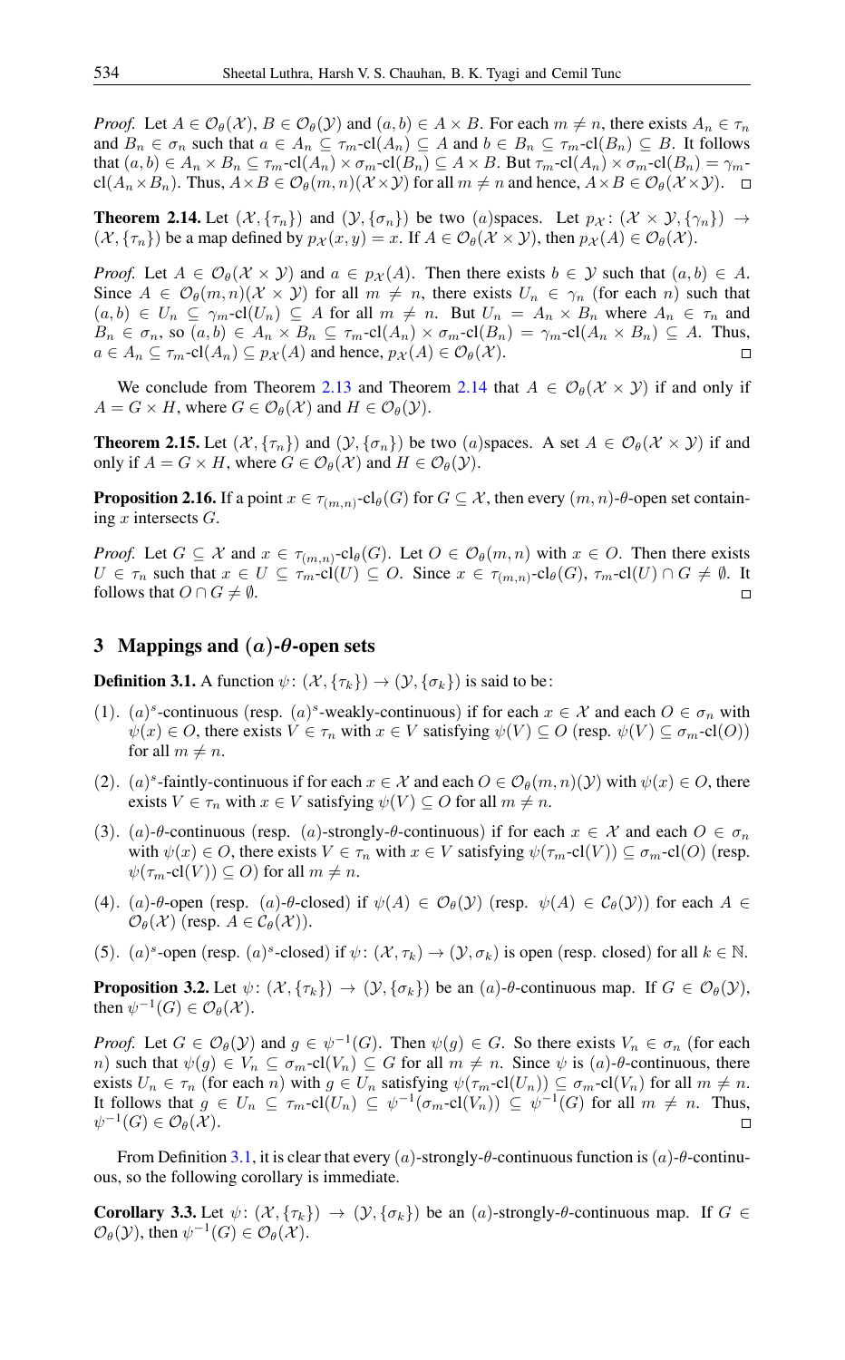*Proof.* Let $A \in \mathcal{O}_\theta(\mathcal{X})$, $B \in \mathcal{O}_\theta(\mathcal{Y})$ and $(a, b) \in A \times B$. For each $m \neq n$, there exists $A_n \in \tau_n$ and $B_n \in \sigma_n$ such that $a \in A_n \subseteq \tau_m\text{-cl}(A_n) \subseteq A$ and $b \in B_n \subseteq \tau_m\text{-cl}(B_n) \subseteq B$. It follows that $(a, b) \in A_n \times B_n \subseteq \tau_m\text{-cl}(A_n) \times \sigma_m\text{-cl}(B_n) \subseteq A \times B$. But $\tau_m\text{-cl}(A_n) \times \sigma_m\text{-cl}(B_n) = \gamma_m\text{-cl}(A_n \times B_n)$. Thus, $A \times B \in \mathcal{O}_\theta(m, n)(\mathcal{X} \times \mathcal{Y})$ for all $m \neq n$ and hence, $A \times B \in \mathcal{O}_\theta(\mathcal{X} \times \mathcal{Y})$. □

**Theorem 2.14.** Let $(\mathcal{X}, \{\tau_n\})$ and $(\mathcal{Y}, \{\sigma_n\})$ be two $(a)$spaces. Let $p_{\mathcal{X}} \colon (\mathcal{X} \times \mathcal{Y}, \{\gamma_n\}) \to (\mathcal{X}, \{\tau_n\})$ be a map defined by $p_{\mathcal{X}}(x, y) = x$. If $A \in \mathcal{O}_\theta(\mathcal{X} \times \mathcal{Y})$, then $p_{\mathcal{X}}(A) \in \mathcal{O}_\theta(\mathcal{X})$.

*Proof.* Let $A \in \mathcal{O}_\theta(\mathcal{X} \times \mathcal{Y})$ and $a \in p_{\mathcal{X}}(A)$. Then there exists $b \in \mathcal{Y}$ such that $(a, b) \in A$. Since $A \in \mathcal{O}_\theta(m, n)(\mathcal{X} \times \mathcal{Y})$ for all $m \neq n$, there exists $U_n \in \gamma_n$ (for each $n$) such that $(a, b) \in U_n \subseteq \gamma_m\text{-cl}(U_n) \subseteq A$ for all $m \neq n$. But $U_n = A_n \times B_n$ where $A_n \in \tau_n$ and $B_n \in \sigma_n$, so $(a, b) \in A_n \times B_n \subseteq \tau_m\text{-cl}(A_n) \times \sigma_m\text{-cl}(B_n) = \gamma_m\text{-cl}(A_n \times B_n) \subseteq A$. Thus, $a \in A_n \subseteq \tau_m\text{-cl}(A_n) \subseteq p_{\mathcal{X}}(A)$ and hence, $p_{\mathcal{X}}(A) \in \mathcal{O}_\theta(\mathcal{X})$. □

We conclude from Theorem 2.13 and Theorem 2.14 that $A \in \mathcal{O}_\theta(\mathcal{X} \times \mathcal{Y})$ if and only if $A = G \times H$, where $G \in \mathcal{O}_\theta(\mathcal{X})$ and $H \in \mathcal{O}_\theta(\mathcal{Y})$.

**Theorem 2.15.** Let $(\mathcal{X}, \{\tau_n\})$ and $(\mathcal{Y}, \{\sigma_n\})$ be two $(a)$spaces. A set $A \in \mathcal{O}_\theta(\mathcal{X} \times \mathcal{Y})$ if and only if $A = G \times H$, where $G \in \mathcal{O}_\theta(\mathcal{X})$ and $H \in \mathcal{O}_\theta(\mathcal{Y})$.

**Proposition 2.16.** If a point $x \in \tau_{(m,n)}\text{-cl}_\theta(G)$ for $G \subseteq \mathcal{X}$, then every $(m, n)$-$\theta$-open set containing $x$ intersects $G$.

*Proof.* Let $G \subseteq \mathcal{X}$ and $x \in \tau_{(m,n)}\text{-cl}_\theta(G)$. Let $O \in \mathcal{O}_\theta(m, n)$ with $x \in O$. Then there exists $U \in \tau_n$ such that $x \in U \subseteq \tau_m\text{-cl}(U) \subseteq O$. Since $x \in \tau_{(m,n)}\text{-cl}_\theta(G)$, $\tau_m\text{-cl}(U) \cap G \neq \emptyset$. It follows that $O \cap G \neq \emptyset$. □

## 3 Mappings and $(a)$-$\theta$-open sets

**Definition 3.1.** A function $\psi \colon (\mathcal{X}, \{\tau_k\}) \to (\mathcal{Y}, \{\sigma_k\})$ is said to be:

(1). $(a)^s$-continuous (resp. $(a)^s$-weakly-continuous) if for each $x \in \mathcal{X}$ and each $O \in \sigma_n$ with $\psi(x) \in O$, there exists $V \in \tau_n$ with $x \in V$ satisfying $\psi(V) \subseteq O$ (resp. $\psi(V) \subseteq \sigma_m\text{-cl}(O)$) for all $m \neq n$.

(2). $(a)^s$-faintly-continuous if for each $x \in \mathcal{X}$ and each $O \in \mathcal{O}_\theta(m, n)(\mathcal{Y})$ with $\psi(x) \in O$, there exists $V \in \tau_n$ with $x \in V$ satisfying $\psi(V) \subseteq O$ for all $m \neq n$.

(3). $(a)$-$\theta$-continuous (resp. $(a)$-strongly-$\theta$-continuous) if for each $x \in \mathcal{X}$ and each $O \in \sigma_n$ with $\psi(x) \in O$, there exists $V \in \tau_n$ with $x \in V$ satisfying $\psi(\tau_m\text{-cl}(V)) \subseteq \sigma_m\text{-cl}(O)$ (resp. $\psi(\tau_m\text{-cl}(V)) \subseteq O$) for all $m \neq n$.

(4). $(a)$-$\theta$-open (resp. $(a)$-$\theta$-closed) if $\psi(A) \in \mathcal{O}_\theta(\mathcal{Y})$ (resp. $\psi(A) \in \mathcal{C}_\theta(\mathcal{Y})$) for each $A \in \mathcal{O}_\theta(\mathcal{X})$ (resp. $A \in \mathcal{C}_\theta(\mathcal{X})$).

(5). $(a)^s$-open (resp. $(a)^s$-closed) if $\psi \colon (\mathcal{X}, \tau_k) \to (\mathcal{Y}, \sigma_k)$ is open (resp. closed) for all $k \in \mathbb{N}$.

**Proposition 3.2.** Let $\psi \colon (\mathcal{X}, \{\tau_k\}) \to (\mathcal{Y}, \{\sigma_k\})$ be an $(a)$-$\theta$-continuous map. If $G \in \mathcal{O}_\theta(\mathcal{Y})$, then $\psi^{-1}(G) \in \mathcal{O}_\theta(\mathcal{X})$.

*Proof.* Let $G \in \mathcal{O}_\theta(\mathcal{Y})$ and $g \in \psi^{-1}(G)$. Then $\psi(g) \in G$. So there exists $V_n \in \sigma_n$ (for each $n$) such that $\psi(g) \in V_n \subseteq \sigma_m\text{-cl}(V_n) \subseteq G$ for all $m \neq n$. Since $\psi$ is $(a)$-$\theta$-continuous, there exists $U_n \in \tau_n$ (for each $n$) with $g \in U_n$ satisfying $\psi(\tau_m\text{-cl}(U_n)) \subseteq \sigma_m\text{-cl}(V_n)$ for all $m \neq n$. It follows that $g \in U_n \subseteq \tau_m\text{-cl}(U_n) \subseteq \psi^{-1}(\sigma_m\text{-cl}(V_n)) \subseteq \psi^{-1}(G)$ for all $m \neq n$. Thus, $\psi^{-1}(G) \in \mathcal{O}_\theta(\mathcal{X})$. □

From Definition 3.1, it is clear that every $(a)$-strongly-$\theta$-continuous function is $(a)$-$\theta$-continuous, so the following corollary is immediate.

**Corollary 3.3.** Let $\psi \colon (\mathcal{X}, \{\tau_k\}) \to (\mathcal{Y}, \{\sigma_k\})$ be an $(a)$-strongly-$\theta$-continuous map. If $G \in \mathcal{O}_\theta(\mathcal{Y})$, then $\psi^{-1}(G) \in \mathcal{O}_\theta(\mathcal{X})$.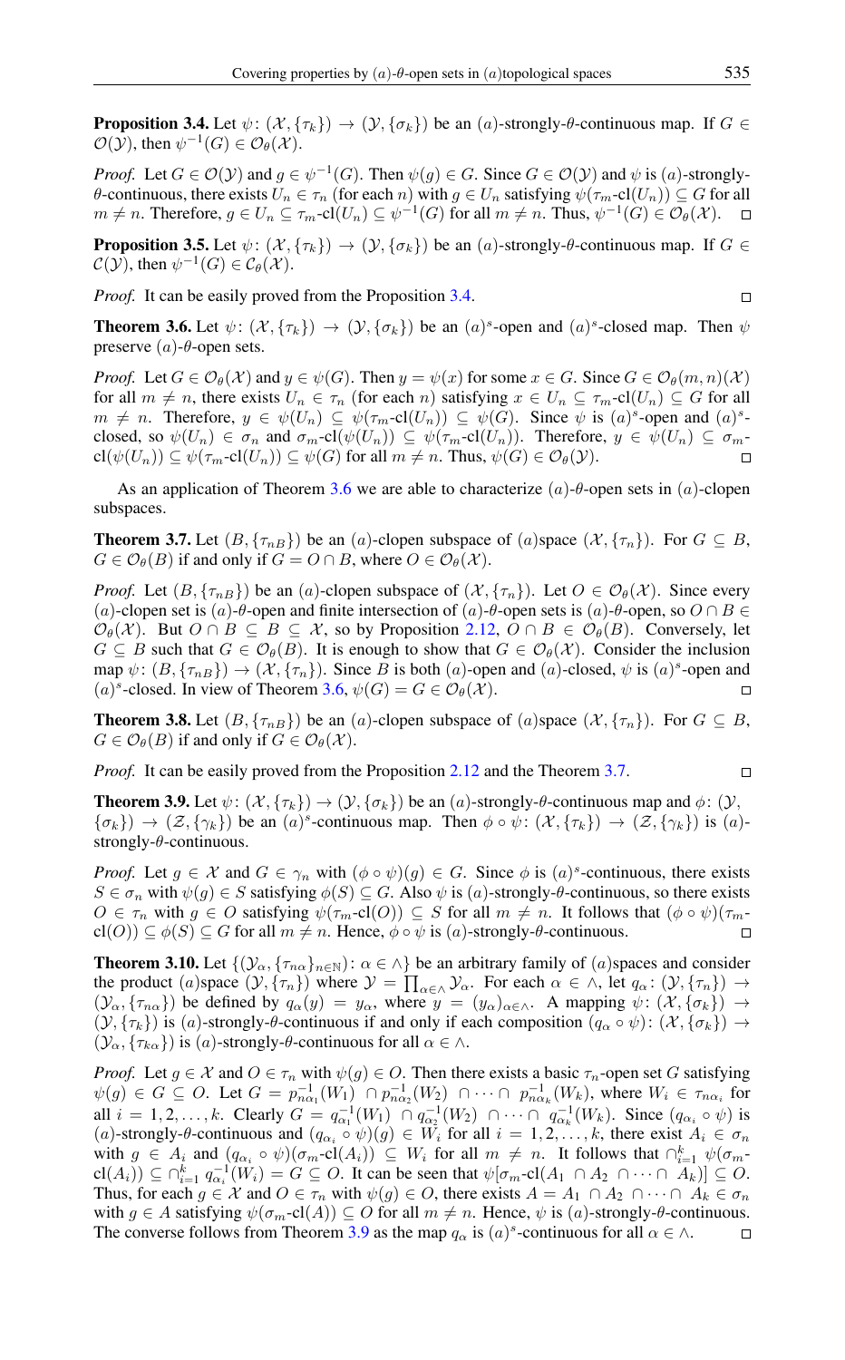**Proposition 3.4.** Let $\psi\colon (\mathcal{X},\{\tau_k\}) \to (\mathcal{Y},\{\sigma_k\})$ be an $(a)$-strongly-$\theta$-continuous map. If $G \in \mathcal{O}(\mathcal{Y})$, then $\psi^{-1}(G) \in \mathcal{O}_\theta(\mathcal{X})$.

*Proof.* Let $G \in \mathcal{O}(\mathcal{Y})$ and $g \in \psi^{-1}(G)$. Then $\psi(g) \in G$. Since $G \in \mathcal{O}(\mathcal{Y})$ and $\psi$ is $(a)$-strongly-$\theta$-continuous, there exists $U_n \in \tau_n$ (for each $n$) with $g \in U_n$ satisfying $\psi(\tau_m\text{-cl}(U_n)) \subseteq G$ for all $m \neq n$. Therefore, $g \in U_n \subseteq \tau_m\text{-cl}(U_n) \subseteq \psi^{-1}(G)$ for all $m \neq n$. Thus, $\psi^{-1}(G) \in \mathcal{O}_\theta(\mathcal{X})$. □

**Proposition 3.5.** Let $\psi\colon (\mathcal{X},\{\tau_k\}) \to (\mathcal{Y},\{\sigma_k\})$ be an $(a)$-strongly-$\theta$-continuous map. If $G \in \mathcal{C}(\mathcal{Y})$, then $\psi^{-1}(G) \in \mathcal{C}_\theta(\mathcal{X})$.

*Proof.* It can be easily proved from the Proposition 3.4. □

**Theorem 3.6.** Let $\psi\colon (\mathcal{X},\{\tau_k\}) \to (\mathcal{Y},\{\sigma_k\})$ be an $(a)^s$-open and $(a)^s$-closed map. Then $\psi$ preserve $(a)$-$\theta$-open sets.

*Proof.* Let $G \in \mathcal{O}_\theta(\mathcal{X})$ and $y \in \psi(G)$. Then $y = \psi(x)$ for some $x \in G$. Since $G \in \mathcal{O}_\theta(m,n)(\mathcal{X})$ for all $m \neq n$, there exists $U_n \in \tau_n$ (for each $n$) satisfying $x \in U_n \subseteq \tau_m\text{-cl}(U_n) \subseteq G$ for all $m \neq n$. Therefore, $y \in \psi(U_n) \subseteq \psi(\tau_m\text{-cl}(U_n)) \subseteq \psi(G)$. Since $\psi$ is $(a)^s$-open and $(a)^s$-closed, so $\psi(U_n) \in \sigma_n$ and $\sigma_m\text{-cl}(\psi(U_n)) \subseteq \psi(\tau_m\text{-cl}(U_n))$. Therefore, $y \in \psi(U_n) \subseteq \sigma_m\text{-cl}(\psi(U_n)) \subseteq \psi(\tau_m\text{-cl}(U_n)) \subseteq \psi(G)$ for all $m \neq n$. Thus, $\psi(G) \in \mathcal{O}_\theta(\mathcal{Y})$. □

As an application of Theorem 3.6 we are able to characterize $(a)$-$\theta$-open sets in $(a)$-clopen subspaces.

**Theorem 3.7.** Let $(B,\{\tau_{nB}\})$ be an $(a)$-clopen subspace of $(a)$space $(\mathcal{X},\{\tau_n\})$. For $G \subseteq B$, $G \in \mathcal{O}_\theta(B)$ if and only if $G = O \cap B$, where $O \in \mathcal{O}_\theta(\mathcal{X})$.

*Proof.* Let $(B,\{\tau_{nB}\})$ be an $(a)$-clopen subspace of $(\mathcal{X},\{\tau_n\})$. Let $O \in \mathcal{O}_\theta(\mathcal{X})$. Since every $(a)$-clopen set is $(a)$-$\theta$-open and finite intersection of $(a)$-$\theta$-open sets is $(a)$-$\theta$-open, so $O \cap B \in \mathcal{O}_\theta(\mathcal{X})$. But $O \cap B \subseteq B \subseteq \mathcal{X}$, so by Proposition 2.12, $O \cap B \in \mathcal{O}_\theta(B)$. Conversely, let $G \subseteq B$ such that $G \in \mathcal{O}_\theta(B)$. It is enough to show that $G \in \mathcal{O}_\theta(\mathcal{X})$. Consider the inclusion map $\psi\colon (B,\{\tau_{nB}\}) \to (\mathcal{X},\{\tau_n\})$. Since $B$ is both $(a)$-open and $(a)$-closed, $\psi$ is $(a)^s$-open and $(a)^s$-closed. In view of Theorem 3.6, $\psi(G) = G \in \mathcal{O}_\theta(\mathcal{X})$. □

**Theorem 3.8.** Let $(B,\{\tau_{nB}\})$ be an $(a)$-clopen subspace of $(a)$space $(\mathcal{X},\{\tau_n\})$. For $G \subseteq B$, $G \in \mathcal{O}_\theta(B)$ if and only if $G \in \mathcal{O}_\theta(\mathcal{X})$.

*Proof.* It can be easily proved from the Proposition 2.12 and the Theorem 3.7. □

**Theorem 3.9.** Let $\psi\colon (\mathcal{X},\{\tau_k\}) \to (\mathcal{Y},\{\sigma_k\})$ be an $(a)$-strongly-$\theta$-continuous map and $\phi\colon (\mathcal{Y},\{\sigma_k\}) \to (\mathcal{Z},\{\gamma_k\})$ be an $(a)^s$-continuous map. Then $\phi \circ \psi\colon (\mathcal{X},\{\tau_k\}) \to (\mathcal{Z},\{\gamma_k\})$ is $(a)$-strongly-$\theta$-continuous.

*Proof.* Let $g \in \mathcal{X}$ and $G \in \gamma_n$ with $(\phi \circ \psi)(g) \in G$. Since $\phi$ is $(a)^s$-continuous, there exists $S \in \sigma_n$ with $\psi(g) \in S$ satisfying $\phi(S) \subseteq G$. Also $\psi$ is $(a)$-strongly-$\theta$-continuous, so there exists $O \in \tau_n$ with $g \in O$ satisfying $\psi(\tau_m\text{-cl}(O)) \subseteq S$ for all $m \neq n$. It follows that $(\phi \circ \psi)(\tau_m\text{-cl}(O)) \subseteq \phi(S) \subseteq G$ for all $m \neq n$. Hence, $\phi \circ \psi$ is $(a)$-strongly-$\theta$-continuous. □

**Theorem 3.10.** Let $\{(\mathcal{Y}_\alpha,\{\tau_{n\alpha}\}_{n\in\mathbb{N}})\colon \alpha \in \wedge\}$ be an arbitrary family of $(a)$spaces and consider the product $(a)$space $(\mathcal{Y},\{\tau_n\})$ where $\mathcal{Y} = \prod_{\alpha\in\wedge}\mathcal{Y}_\alpha$. For each $\alpha \in \wedge$, let $q_\alpha\colon (\mathcal{Y},\{\tau_n\}) \to (\mathcal{Y}_\alpha,\{\tau_{n\alpha}\})$ be defined by $q_\alpha(y) = y_\alpha$, where $y = (y_\alpha)_{\alpha\in\wedge}$. A mapping $\psi\colon (\mathcal{X},\{\sigma_k\}) \to (\mathcal{Y},\{\tau_k\})$ is $(a)$-strongly-$\theta$-continuous if and only if each composition $(q_\alpha \circ \psi)\colon (\mathcal{X},\{\sigma_k\}) \to (\mathcal{Y}_\alpha,\{\tau_{k\alpha}\})$ is $(a)$-strongly-$\theta$-continuous for all $\alpha \in \wedge$.

*Proof.* Let $g \in \mathcal{X}$ and $O \in \tau_n$ with $\psi(g) \in O$. Then there exists a basic $\tau_n$-open set $G$ satisfying $\psi(g) \in G \subseteq O$. Let $G = p^{-1}_{n\alpha_1}(W_1) \cap p^{-1}_{n\alpha_2}(W_2) \cap \cdots \cap p^{-1}_{n\alpha_k}(W_k)$, where $W_i \in \tau_{n\alpha_i}$ for all $i = 1,2,\ldots,k$. Clearly $G = q^{-1}_{\alpha_1}(W_1) \cap q^{-1}_{\alpha_2}(W_2) \cap \cdots \cap q^{-1}_{\alpha_k}(W_k)$. Since $(q_{\alpha_i} \circ \psi)$ is $(a)$-strongly-$\theta$-continuous and $(q_{\alpha_i} \circ \psi)(g) \in W_i$ for all $i = 1,2,\ldots,k$, there exist $A_i \in \sigma_n$ with $g \in A_i$ and $(q_{\alpha_i} \circ \psi)(\sigma_m\text{-cl}(A_i)) \subseteq W_i$ for all $m \neq n$. It follows that $\cap_{i=1}^k \psi(\sigma_m\text{-cl}(A_i)) \subseteq \cap_{i=1}^k q^{-1}_{\alpha_i}(W_i) = G \subseteq O$. It can be seen that $\psi[\sigma_m\text{-cl}(A_1 \cap A_2 \cap \cdots \cap A_k)] \subseteq O$. Thus, for each $g \in \mathcal{X}$ and $O \in \tau_n$ with $\psi(g) \in O$, there exists $A = A_1 \cap A_2 \cap \cdots \cap A_k \in \sigma_n$ with $g \in A$ satisfying $\psi(\sigma_m\text{-cl}(A)) \subseteq O$ for all $m \neq n$. Hence, $\psi$ is $(a)$-strongly-$\theta$-continuous. The converse follows from Theorem 3.9 as the map $q_\alpha$ is $(a)^s$-continuous for all $\alpha \in \wedge$. □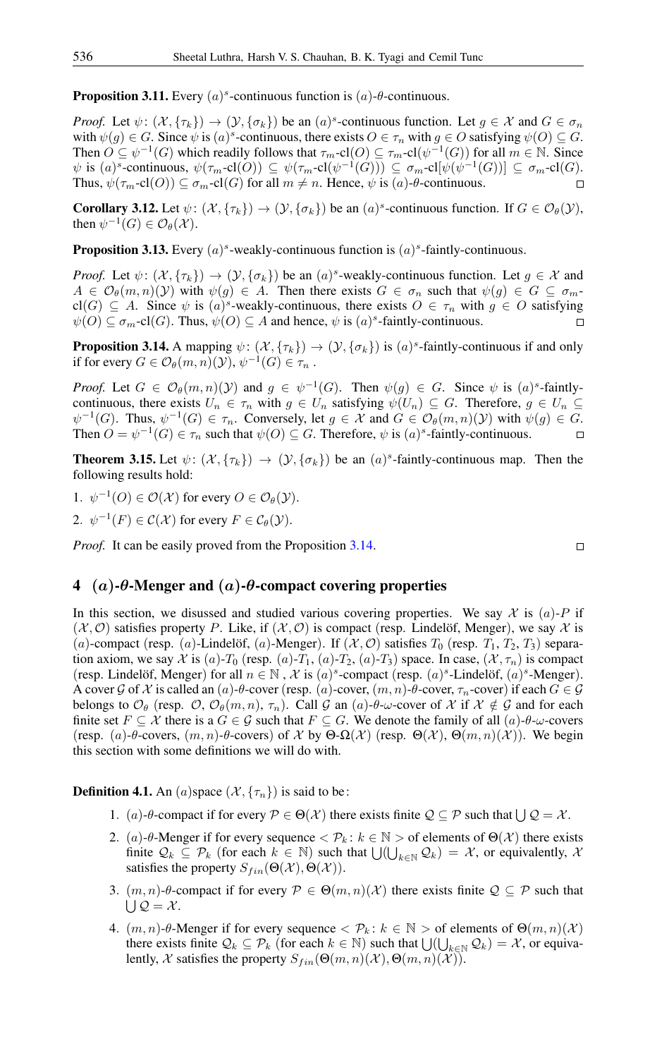**Proposition 3.11.** Every $(a)^s$-continuous function is $(a)$-$\theta$-continuous.

*Proof.* Let $\psi\colon (\mathcal{X}, \{\tau_k\}) \to (\mathcal{Y}, \{\sigma_k\})$ be an $(a)^s$-continuous function. Let $g \in \mathcal{X}$ and $G \in \sigma_n$ with $\psi(g) \in G$. Since $\psi$ is $(a)^s$-continuous, there exists $O \in \tau_n$ with $g \in O$ satisfying $\psi(O) \subseteq G$. Then $O \subseteq \psi^{-1}(G)$ which readily follows that $\tau_m$-cl$(O) \subseteq \tau_m$-cl$(\psi^{-1}(G))$ for all $m \in \mathbb{N}$. Since $\psi$ is $(a)^s$-continuous, $\psi(\tau_m\text{-cl}(O)) \subseteq \psi(\tau_m\text{-cl}(\psi^{-1}(G))) \subseteq \sigma_m\text{-cl}[\psi(\psi^{-1}(G))] \subseteq \sigma_m\text{-cl}(G)$. Thus, $\psi(\tau_m\text{-cl}(O)) \subseteq \sigma_m\text{-cl}(G)$ for all $m \neq n$. Hence, $\psi$ is $(a)$-$\theta$-continuous. ∎

**Corollary 3.12.** Let $\psi\colon (\mathcal{X}, \{\tau_k\}) \to (\mathcal{Y}, \{\sigma_k\})$ be an $(a)^s$-continuous function. If $G \in \mathcal{O}_\theta(\mathcal{Y})$, then $\psi^{-1}(G) \in \mathcal{O}_\theta(\mathcal{X})$.

**Proposition 3.13.** Every $(a)^s$-weakly-continuous function is $(a)^s$-faintly-continuous.

*Proof.* Let $\psi\colon (\mathcal{X}, \{\tau_k\}) \to (\mathcal{Y}, \{\sigma_k\})$ be an $(a)^s$-weakly-continuous function. Let $g \in \mathcal{X}$ and $A \in \mathcal{O}_\theta(m,n)(\mathcal{Y})$ with $\psi(g) \in A$. Then there exists $G \in \sigma_n$ such that $\psi(g) \in G \subseteq \sigma_m$-cl$(G) \subseteq A$. Since $\psi$ is $(a)^s$-weakly-continuous, there exists $O \in \tau_n$ with $g \in O$ satisfying $\psi(O) \subseteq \sigma_m$-cl$(G)$. Thus, $\psi(O) \subseteq A$ and hence, $\psi$ is $(a)^s$-faintly-continuous. ∎

**Proposition 3.14.** A mapping $\psi\colon (\mathcal{X}, \{\tau_k\}) \to (\mathcal{Y}, \{\sigma_k\})$ is $(a)^s$-faintly-continuous if and only if for every $G \in \mathcal{O}_\theta(m,n)(\mathcal{Y})$, $\psi^{-1}(G) \in \tau_n$ .

*Proof.* Let $G \in \mathcal{O}_\theta(m,n)(\mathcal{Y})$ and $g \in \psi^{-1}(G)$. Then $\psi(g) \in G$. Since $\psi$ is $(a)^s$-faintly-continuous, there exists $U_n \in \tau_n$ with $g \in U_n$ satisfying $\psi(U_n) \subseteq G$. Therefore, $g \in U_n \subseteq \psi^{-1}(G)$. Thus, $\psi^{-1}(G) \in \tau_n$. Conversely, let $g \in \mathcal{X}$ and $G \in \mathcal{O}_\theta(m,n)(\mathcal{Y})$ with $\psi(g) \in G$. Then $O = \psi^{-1}(G) \in \tau_n$ such that $\psi(O) \subseteq G$. Therefore, $\psi$ is $(a)^s$-faintly-continuous. ∎

**Theorem 3.15.** Let $\psi\colon (\mathcal{X}, \{\tau_k\}) \to (\mathcal{Y}, \{\sigma_k\})$ be an $(a)^s$-faintly-continuous map. Then the following results hold:

1. $\psi^{-1}(O) \in \mathcal{O}(\mathcal{X})$ for every $O \in \mathcal{O}_\theta(\mathcal{Y})$.
2. $\psi^{-1}(F) \in \mathcal{C}(\mathcal{X})$ for every $F \in \mathcal{C}_\theta(\mathcal{Y})$.

*Proof.* It can be easily proved from the Proposition 3.14. ∎

## 4 $(a)$-$\theta$-Menger and $(a)$-$\theta$-compact covering properties

In this section, we disussed and studied various covering properties. We say $\mathcal{X}$ is $(a)$-$P$ if $(\mathcal{X}, \mathcal{O})$ satisfies property $P$. Like, if $(\mathcal{X}, \mathcal{O})$ is compact (resp. Lindelöf, Menger), we say $\mathcal{X}$ is $(a)$-compact (resp. $(a)$-Lindelöf, $(a)$-Menger). If $(\mathcal{X}, \mathcal{O})$ satisfies $T_0$ (resp. $T_1$, $T_2$, $T_3$) separation axiom, we say $\mathcal{X}$ is $(a)$-$T_0$ (resp. $(a)$-$T_1$, $(a)$-$T_2$, $(a)$-$T_3$) space. In case, $(\mathcal{X}, \tau_n)$ is compact (resp. Lindelöf, Menger) for all $n \in \mathbb{N}$ , $\mathcal{X}$ is $(a)^s$-compact (resp. $(a)^s$-Lindelöf, $(a)^s$-Menger). A cover $\mathcal{G}$ of $\mathcal{X}$ is called an $(a)$-$\theta$-cover (resp. $(a)$-cover, $(m,n)$-$\theta$-cover, $\tau_n$-cover) if each $G \in \mathcal{G}$ belongs to $\mathcal{O}_\theta$ (resp. $\mathcal{O}$, $\mathcal{O}_\theta(m,n)$, $\tau_n$). Call $\mathcal{G}$ an $(a)$-$\theta$-$\omega$-cover of $\mathcal{X}$ if $\mathcal{X} \notin \mathcal{G}$ and for each finite set $F \subseteq \mathcal{X}$ there is a $G \in \mathcal{G}$ such that $F \subseteq G$. We denote the family of all $(a)$-$\theta$-$\omega$-covers (resp. $(a)$-$\theta$-covers, $(m,n)$-$\theta$-covers) of $\mathcal{X}$ by $\Theta$-$\Omega(\mathcal{X})$ (resp. $\Theta(\mathcal{X})$, $\Theta(m,n)(\mathcal{X})$). We begin this section with some definitions we will do with.

**Definition 4.1.** An $(a)$space $(\mathcal{X}, \{\tau_n\})$ is said to be:

1. $(a)$-$\theta$-compact if for every $\mathcal{P} \in \Theta(\mathcal{X})$ there exists finite $\mathcal{Q} \subseteq \mathcal{P}$ such that $\bigcup \mathcal{Q} = \mathcal{X}$.
2. $(a)$-$\theta$-Menger if for every sequence $< \mathcal{P}_k \colon k \in \mathbb{N} >$ of elements of $\Theta(\mathcal{X})$ there exists finite $\mathcal{Q}_k \subseteq \mathcal{P}_k$ (for each $k \in \mathbb{N}$) such that $\bigcup(\bigcup_{k\in\mathbb{N}} \mathcal{Q}_k) = \mathcal{X}$, or equivalently, $\mathcal{X}$ satisfies the property $S_{fin}(\Theta(\mathcal{X}), \Theta(\mathcal{X}))$.
3. $(m,n)$-$\theta$-compact if for every $\mathcal{P} \in \Theta(m,n)(\mathcal{X})$ there exists finite $\mathcal{Q} \subseteq \mathcal{P}$ such that $\bigcup \mathcal{Q} = \mathcal{X}$.
4. $(m,n)$-$\theta$-Menger if for every sequence $< \mathcal{P}_k \colon k \in \mathbb{N} >$ of elements of $\Theta(m,n)(\mathcal{X})$ there exists finite $\mathcal{Q}_k \subseteq \mathcal{P}_k$ (for each $k \in \mathbb{N}$) such that $\bigcup(\bigcup_{k\in\mathbb{N}} \mathcal{Q}_k) = \mathcal{X}$, or equivalently, $\mathcal{X}$ satisfies the property $S_{fin}(\Theta(m,n)(\mathcal{X}), \Theta(m,n)(\mathcal{X}))$.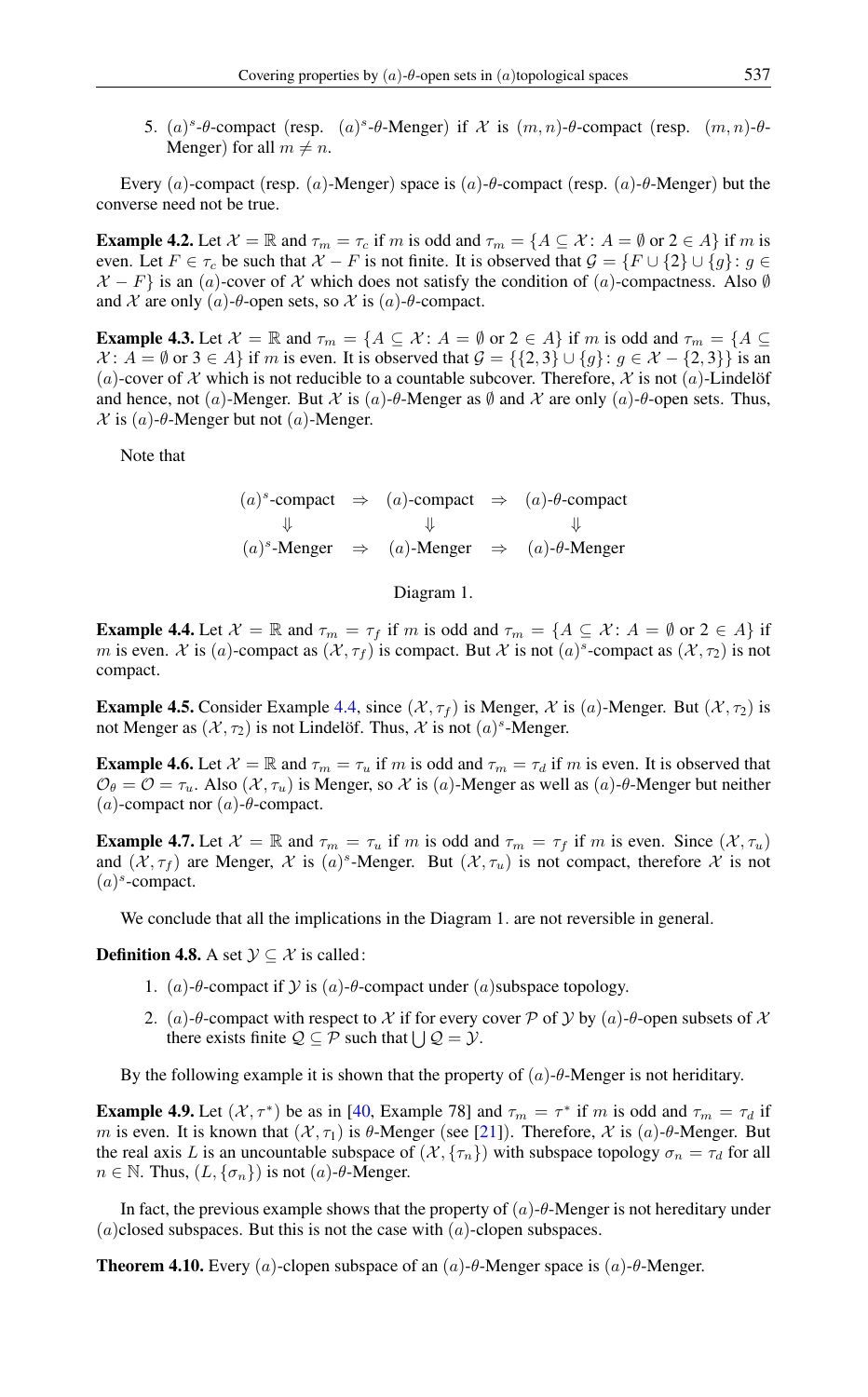5. $(a)^s$-$\theta$-compact (resp. $(a)^s$-$\theta$-Menger) if $\mathcal{X}$ is $(m,n)$-$\theta$-compact (resp. $(m,n)$-$\theta$-Menger) for all $m \neq n$.

Every $(a)$-compact (resp. $(a)$-Menger) space is $(a)$-$\theta$-compact (resp. $(a)$-$\theta$-Menger) but the converse need not be true.

**Example 4.2.** Let $\mathcal{X} = \mathbb{R}$ and $\tau_m = \tau_c$ if $m$ is odd and $\tau_m = \{A \subseteq \mathcal{X} \colon A = \emptyset \text{ or } 2 \in A\}$ if $m$ is even. Let $F \in \tau_c$ be such that $\mathcal{X} - F$ is not finite. It is observed that $\mathcal{G} = \{F \cup \{2\} \cup \{g\} \colon g \in \mathcal{X} - F\}$ is an $(a)$-cover of $\mathcal{X}$ which does not satisfy the condition of $(a)$-compactness. Also $\emptyset$ and $\mathcal{X}$ are only $(a)$-$\theta$-open sets, so $\mathcal{X}$ is $(a)$-$\theta$-compact.

**Example 4.3.** Let $\mathcal{X} = \mathbb{R}$ and $\tau_m = \{A \subseteq \mathcal{X} \colon A = \emptyset \text{ or } 2 \in A\}$ if $m$ is odd and $\tau_m = \{A \subseteq \mathcal{X} \colon A = \emptyset \text{ or } 3 \in A\}$ if $m$ is even. It is observed that $\mathcal{G} = \{\{2,3\} \cup \{g\} \colon g \in \mathcal{X} - \{2,3\}\}$ is an $(a)$-cover of $\mathcal{X}$ which is not reducible to a countable subcover. Therefore, $\mathcal{X}$ is not $(a)$-Lindelöf and hence, not $(a)$-Menger. But $\mathcal{X}$ is $(a)$-$\theta$-Menger as $\emptyset$ and $\mathcal{X}$ are only $(a)$-$\theta$-open sets. Thus, $\mathcal{X}$ is $(a)$-$\theta$-Menger but not $(a)$-Menger.

Note that

$$
\begin{array}{ccccc}
(a)^s\text{-compact} & \Rightarrow & (a)\text{-compact} & \Rightarrow & (a)\text{-}\theta\text{-compact} \\
\Downarrow & & \Downarrow & & \Downarrow \\
(a)^s\text{-Menger} & \Rightarrow & (a)\text{-Menger} & \Rightarrow & (a)\text{-}\theta\text{-Menger}
\end{array}
$$

Diagram 1.

**Example 4.4.** Let $\mathcal{X} = \mathbb{R}$ and $\tau_m = \tau_f$ if $m$ is odd and $\tau_m = \{A \subseteq \mathcal{X} \colon A = \emptyset \text{ or } 2 \in A\}$ if $m$ is even. $\mathcal{X}$ is $(a)$-compact as $(\mathcal{X}, \tau_f)$ is compact. But $\mathcal{X}$ is not $(a)^s$-compact as $(\mathcal{X}, \tau_2)$ is not compact.

**Example 4.5.** Consider Example 4.4, since $(\mathcal{X}, \tau_f)$ is Menger, $\mathcal{X}$ is $(a)$-Menger. But $(\mathcal{X}, \tau_2)$ is not Menger as $(\mathcal{X}, \tau_2)$ is not Lindelöf. Thus, $\mathcal{X}$ is not $(a)^s$-Menger.

**Example 4.6.** Let $\mathcal{X} = \mathbb{R}$ and $\tau_m = \tau_u$ if $m$ is odd and $\tau_m = \tau_d$ if $m$ is even. It is observed that $\mathcal{O}_\theta = \mathcal{O} = \tau_u$. Also $(\mathcal{X}, \tau_u)$ is Menger, so $\mathcal{X}$ is $(a)$-Menger as well as $(a)$-$\theta$-Menger but neither $(a)$-compact nor $(a)$-$\theta$-compact.

**Example 4.7.** Let $\mathcal{X} = \mathbb{R}$ and $\tau_m = \tau_u$ if $m$ is odd and $\tau_m = \tau_f$ if $m$ is even. Since $(\mathcal{X}, \tau_u)$ and $(\mathcal{X}, \tau_f)$ are Menger, $\mathcal{X}$ is $(a)^s$-Menger. But $(\mathcal{X}, \tau_u)$ is not compact, therefore $\mathcal{X}$ is not $(a)^s$-compact.

We conclude that all the implications in the Diagram 1. are not reversible in general.

**Definition 4.8.** A set $\mathcal{Y} \subseteq \mathcal{X}$ is called:

1. $(a)$-$\theta$-compact if $\mathcal{Y}$ is $(a)$-$\theta$-compact under $(a)$subspace topology.
2. $(a)$-$\theta$-compact with respect to $\mathcal{X}$ if for every cover $\mathcal{P}$ of $\mathcal{Y}$ by $(a)$-$\theta$-open subsets of $\mathcal{X}$ there exists finite $\mathcal{Q} \subseteq \mathcal{P}$ such that $\bigcup \mathcal{Q} = \mathcal{Y}$.

By the following example it is shown that the property of $(a)$-$\theta$-Menger is not heriditary.

**Example 4.9.** Let $(\mathcal{X}, \tau^*)$ be as in [40, Example 78] and $\tau_m = \tau^*$ if $m$ is odd and $\tau_m = \tau_d$ if $m$ is even. It is known that $(\mathcal{X}, \tau_1)$ is $\theta$-Menger (see [21]). Therefore, $\mathcal{X}$ is $(a)$-$\theta$-Menger. But the real axis $L$ is an uncountable subspace of $(\mathcal{X}, \{\tau_n\})$ with subspace topology $\sigma_n = \tau_d$ for all $n \in \mathbb{N}$. Thus, $(L, \{\sigma_n\})$ is not $(a)$-$\theta$-Menger.

In fact, the previous example shows that the property of $(a)$-$\theta$-Menger is not hereditary under $(a)$closed subspaces. But this is not the case with $(a)$-clopen subspaces.

**Theorem 4.10.** Every $(a)$-clopen subspace of an $(a)$-$\theta$-Menger space is $(a)$-$\theta$-Menger.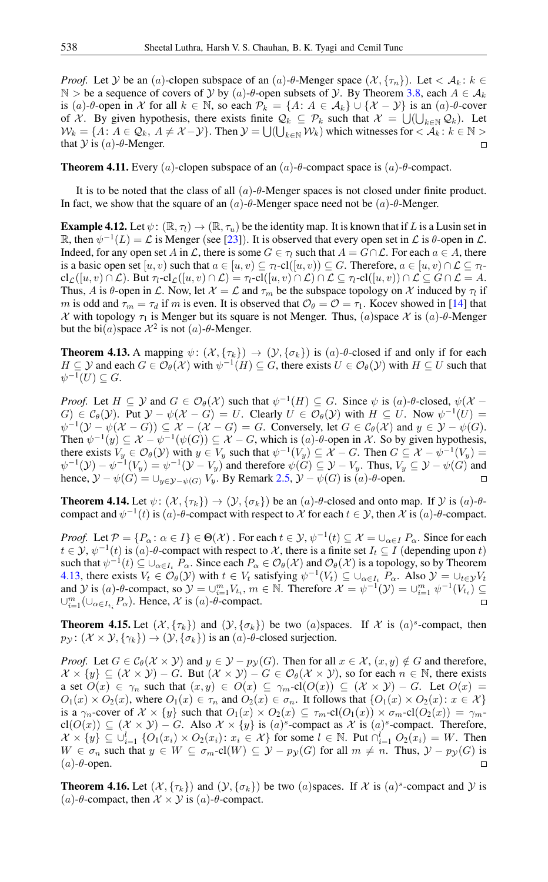*Proof.* Let $\mathcal{Y}$ be an $(a)$-clopen subspace of an $(a)$-$\theta$-Menger space $(\mathcal{X}, \{\tau_n\})$. Let $< \mathcal{A}_k \colon k \in \mathbb{N} >$ be a sequence of covers of $\mathcal{Y}$ by $(a)$-$\theta$-open subsets of $\mathcal{Y}$. By Theorem 3.8, each $A \in \mathcal{A}_k$ is $(a)$-$\theta$-open in $\mathcal{X}$ for all $k \in \mathbb{N}$, so each $\mathcal{P}_k = \{A \colon A \in \mathcal{A}_k\} \cup \{\mathcal{X} - \mathcal{Y}\}$ is an $(a)$-$\theta$-cover of $\mathcal{X}$. By given hypothesis, there exists finite $\mathcal{Q}_k \subseteq \mathcal{P}_k$ such that $\mathcal{X} = \bigcup(\bigcup_{k \in \mathbb{N}} \mathcal{Q}_k)$. Let $\mathcal{W}_k = \{A \colon A \in \mathcal{Q}_k, \ A \neq \mathcal{X} - \mathcal{Y}\}$. Then $\mathcal{Y} = \bigcup(\bigcup_{k \in \mathbb{N}} \mathcal{W}_k)$ which witnesses for $< \mathcal{A}_k \colon k \in \mathbb{N} >$ that $\mathcal{Y}$ is $(a)$-$\theta$-Menger. □

**Theorem 4.11.** Every $(a)$-clopen subspace of an $(a)$-$\theta$-compact space is $(a)$-$\theta$-compact.

It is to be noted that the class of all $(a)$-$\theta$-Menger spaces is not closed under finite product. In fact, we show that the square of an $(a)$-$\theta$-Menger space need not be $(a)$-$\theta$-Menger.

**Example 4.12.** Let $\psi \colon (\mathbb{R}, \tau_l) \to (\mathbb{R}, \tau_u)$ be the identity map. It is known that if $L$ is a Lusin set in $\mathbb{R}$, then $\psi^{-1}(L) = \mathcal{L}$ is Menger (see [23]). It is observed that every open set in $\mathcal{L}$ is $\theta$-open in $\mathcal{L}$. Indeed, for any open set $A$ in $\mathcal{L}$, there exists some $G \in \tau_l$ such that $A = G \cap \mathcal{L}$. For each $a \in A$, there is a basic open set $[u, v)$ such that $a \in [u, v) \subseteq \tau_l\text{-cl}([u, v)) \subseteq G$. Therefore, $a \in [u, v) \cap \mathcal{L} \subseteq \tau_l\text{-cl}_{\mathcal{L}}([u, v) \cap \mathcal{L})$. But $\tau_l\text{-cl}_{\mathcal{L}}([u, v) \cap \mathcal{L}) = \tau_l\text{-cl}([u, v) \cap \mathcal{L}) \cap \mathcal{L} \subseteq \tau_l\text{-cl}([u, v)) \cap \mathcal{L} \subseteq G \cap \mathcal{L} = A$. Thus, $A$ is $\theta$-open in $\mathcal{L}$. Now, let $\mathcal{X} = \mathcal{L}$ and $\tau_m$ be the subspace topology on $\mathcal{X}$ induced by $\tau_l$ if $m$ is odd and $\tau_m = \tau_d$ if $m$ is even. It is observed that $\mathcal{O}_\theta = \mathcal{O} = \tau_1$. Kocev showed in [14] that $\mathcal{X}$ with topology $\tau_1$ is Menger but its square is not Menger. Thus, $(a)$space $\mathcal{X}$ is $(a)$-$\theta$-Menger but the bi$(a)$space $\mathcal{X}^2$ is not $(a)$-$\theta$-Menger.

**Theorem 4.13.** A mapping $\psi \colon (\mathcal{X}, \{\tau_k\}) \to (\mathcal{Y}, \{\sigma_k\})$ is $(a)$-$\theta$-closed if and only if for each $H \subseteq \mathcal{Y}$ and each $G \in \mathcal{O}_\theta(\mathcal{X})$ with $\psi^{-1}(H) \subseteq G$, there exists $U \in \mathcal{O}_\theta(\mathcal{Y})$ with $H \subseteq U$ such that $\psi^{-1}(U) \subseteq G$.

*Proof.* Let $H \subseteq \mathcal{Y}$ and $G \in \mathcal{O}_\theta(\mathcal{X})$ such that $\psi^{-1}(H) \subseteq G$. Since $\psi$ is $(a)$-$\theta$-closed, $\psi(\mathcal{X} - G) \in \mathcal{C}_\theta(\mathcal{Y})$. Put $\mathcal{Y} - \psi(\mathcal{X} - G) = U$. Clearly $U \in \mathcal{O}_\theta(\mathcal{Y})$ with $H \subseteq U$. Now $\psi^{-1}(U) = \psi^{-1}(\mathcal{Y} - \psi(\mathcal{X} - G)) \subseteq \mathcal{X} - (\mathcal{X} - G) = G$. Conversely, let $G \in \mathcal{C}_\theta(\mathcal{X})$ and $y \in \mathcal{Y} - \psi(G)$. Then $\psi^{-1}(y) \subseteq \mathcal{X} - \psi^{-1}(\psi(G)) \subseteq \mathcal{X} - G$, which is $(a)$-$\theta$-open in $\mathcal{X}$. So by given hypothesis, there exists $V_y \in \mathcal{O}_\theta(\mathcal{Y})$ with $y \in V_y$ such that $\psi^{-1}(V_y) \subseteq \mathcal{X} - G$. Then $G \subseteq \mathcal{X} - \psi^{-1}(V_y) = \psi^{-1}(\mathcal{Y}) - \psi^{-1}(V_y) = \psi^{-1}(\mathcal{Y} - V_y)$ and therefore $\psi(G) \subseteq \mathcal{Y} - V_y$. Thus, $V_y \subseteq \mathcal{Y} - \psi(G)$ and hence, $\mathcal{Y} - \psi(G) = \cup_{y \in \mathcal{Y} - \psi(G)} V_y$. By Remark 2.5, $\mathcal{Y} - \psi(G)$ is $(a)$-$\theta$-open. □

**Theorem 4.14.** Let $\psi \colon (\mathcal{X}, \{\tau_k\}) \to (\mathcal{Y}, \{\sigma_k\})$ be an $(a)$-$\theta$-closed and onto map. If $\mathcal{Y}$ is $(a)$-$\theta$-compact and $\psi^{-1}(t)$ is $(a)$-$\theta$-compact with respect to $\mathcal{X}$ for each $t \in \mathcal{Y}$, then $\mathcal{X}$ is $(a)$-$\theta$-compact.

*Proof.* Let $\mathcal{P} = \{P_\alpha \colon \alpha \in I\} \in \Theta(\mathcal{X})$. For each $t \in \mathcal{Y}$, $\psi^{-1}(t) \subseteq \mathcal{X} = \cup_{\alpha \in I} P_\alpha$. Since for each $t \in \mathcal{Y}$, $\psi^{-1}(t)$ is $(a)$-$\theta$-compact with respect to $\mathcal{X}$, there is a finite set $I_t \subseteq I$ (depending upon $t$) such that $\psi^{-1}(t) \subseteq \cup_{\alpha \in I_t} P_\alpha$. Since each $P_\alpha \in \mathcal{O}_\theta(\mathcal{X})$ and $\mathcal{O}_\theta(\mathcal{X})$ is a topology, so by Theorem 4.13, there exists $V_t \in \mathcal{O}_\theta(\mathcal{Y})$ with $t \in V_t$ satisfying $\psi^{-1}(V_t) \subseteq \cup_{\alpha \in I_t} P_\alpha$. Also $\mathcal{Y} = \cup_{t \in \mathcal{Y}} V_t$ and $\mathcal{Y}$ is $(a)$-$\theta$-compact, so $\mathcal{Y} = \cup_{i=1}^m V_{t_i}$, $m \in \mathbb{N}$. Therefore $\mathcal{X} = \psi^{-1}(\mathcal{Y}) = \cup_{i=1}^m \psi^{-1}(V_{t_i}) \subseteq \cup_{i=1}^m (\cup_{\alpha \in I_{t_i}} P_\alpha)$. Hence, $\mathcal{X}$ is $(a)$-$\theta$-compact. □

**Theorem 4.15.** Let $(\mathcal{X}, \{\tau_k\})$ and $(\mathcal{Y}, \{\sigma_k\})$ be two $(a)$spaces. If $\mathcal{X}$ is $(a)^s$-compact, then $p_{\mathcal{Y}} \colon (\mathcal{X} \times \mathcal{Y}, \{\gamma_k\}) \to (\mathcal{Y}, \{\sigma_k\})$ is an $(a)$-$\theta$-closed surjection.

*Proof.* Let $G \in \mathcal{C}_\theta(\mathcal{X} \times \mathcal{Y})$ and $y \in \mathcal{Y} - p_{\mathcal{Y}}(G)$. Then for all $x \in \mathcal{X}$, $(x, y) \notin G$ and therefore, $\mathcal{X} \times \{y\} \subseteq (\mathcal{X} \times \mathcal{Y}) - G$. But $(\mathcal{X} \times \mathcal{Y}) - G \in \mathcal{O}_\theta(\mathcal{X} \times \mathcal{Y})$, so for each $n \in \mathbb{N}$, there exists a set $O(x) \in \gamma_n$ such that $(x, y) \in O(x) \subseteq \gamma_m\text{-cl}(O(x)) \subseteq (\mathcal{X} \times \mathcal{Y}) - G$. Let $O(x) = O_1(x) \times O_2(x)$, where $O_1(x) \in \tau_n$ and $O_2(x) \in \sigma_n$. It follows that $\{O_1(x) \times O_2(x) \colon x \in \mathcal{X}\}$ is a $\gamma_n$-cover of $\mathcal{X} \times \{y\}$ such that $O_1(x) \times O_2(x) \subseteq \tau_m\text{-cl}(O_1(x)) \times \sigma_m\text{-cl}(O_2(x)) = \gamma_m\text{-cl}(O(x)) \subseteq (\mathcal{X} \times \mathcal{Y}) - G$. Also $\mathcal{X} \times \{y\}$ is $(a)^s$-compact as $\mathcal{X}$ is $(a)^s$-compact. Therefore, $\mathcal{X} \times \{y\} \subseteq \cup_{i=1}^l \{O_1(x_i) \times O_2(x_i) \colon x_i \in \mathcal{X}\}$ for some $l \in \mathbb{N}$. Put $\cap_{i=1}^l O_2(x_i) = W$. Then $W \in \sigma_n$ such that $y \in W \subseteq \sigma_m\text{-cl}(W) \subseteq \mathcal{Y} - p_{\mathcal{Y}}(G)$ for all $m \neq n$. Thus, $\mathcal{Y} - p_{\mathcal{Y}}(G)$ is $(a)$-$\theta$-open. □

**Theorem 4.16.** Let $(\mathcal{X}, \{\tau_k\})$ and $(\mathcal{Y}, \{\sigma_k\})$ be two $(a)$spaces. If $\mathcal{X}$ is $(a)^s$-compact and $\mathcal{Y}$ is $(a)$-$\theta$-compact, then $\mathcal{X} \times \mathcal{Y}$ is $(a)$-$\theta$-compact.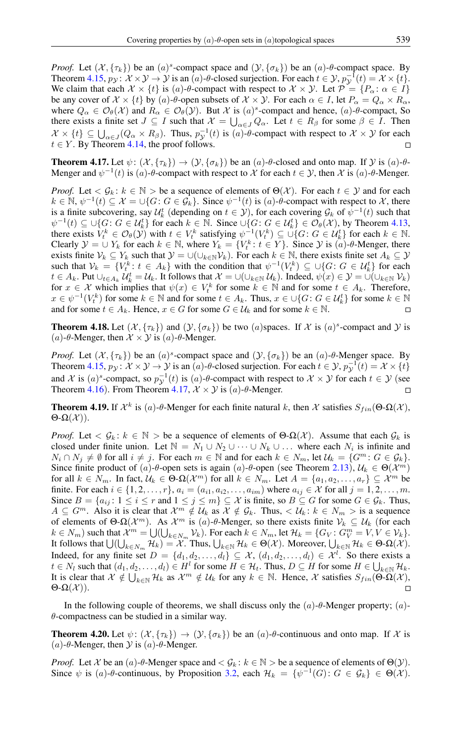*Proof.* Let $(\mathcal{X}, \{\tau_k\})$ be an $(a)^s$-compact space and $(\mathcal{Y}, \{\sigma_k\})$ be an $(a)$-$\theta$-compact space. By Theorem 4.15, $p_{\mathcal{Y}} \colon \mathcal{X} \times \mathcal{Y} \to \mathcal{Y}$ is an $(a)$-$\theta$-closed surjection. For each $t \in \mathcal{Y}$, $p_{\mathcal{Y}}^{-1}(t) = \mathcal{X} \times \{t\}$. We claim that each $\mathcal{X} \times \{t\}$ is $(a)$-$\theta$-compact with respect to $\mathcal{X} \times \mathcal{Y}$. Let $\mathcal{P} = \{P_\alpha \colon \alpha \in I\}$ be any cover of $\mathcal{X} \times \{t\}$ by $(a)$-$\theta$-open subsets of $\mathcal{X} \times \mathcal{Y}$. For each $\alpha \in I$, let $P_\alpha = Q_\alpha \times R_\alpha$, where $Q_\alpha \in \mathcal{O}_\theta(\mathcal{X})$ and $R_\alpha \in \mathcal{O}_\theta(\mathcal{Y})$. But $\mathcal{X}$ is $(a)^s$-compact and hence, $(a)$-$\theta$-compact, So there exists a finite set $J \subseteq I$ such that $\mathcal{X} = \bigcup_{\alpha \in J} Q_\alpha$. Let $t \in R_\beta$ for some $\beta \in I$. Then $\mathcal{X} \times \{t\} \subseteq \bigcup_{\alpha \in J}(Q_\alpha \times R_\beta)$. Thus, $p_{\mathcal{Y}}^{-1}(t)$ is $(a)$-$\theta$-compact with respect to $\mathcal{X} \times \mathcal{Y}$ for each $t \in Y$. By Theorem 4.14, the proof follows. □

**Theorem 4.17.** Let $\psi \colon (\mathcal{X}, \{\tau_k\}) \to (\mathcal{Y}, \{\sigma_k\})$ be an $(a)$-$\theta$-closed and onto map. If $\mathcal{Y}$ is $(a)$-$\theta$-Menger and $\psi^{-1}(t)$ is $(a)$-$\theta$-compact with respect to $\mathcal{X}$ for each $t \in \mathcal{Y}$, then $\mathcal{X}$ is $(a)$-$\theta$-Menger.

*Proof.* Let $< \mathcal{G}_k \colon k \in \mathbb{N} >$ be a sequence of elements of $\Theta(\mathcal{X})$. For each $t \in \mathcal{Y}$ and for each $k \in \mathbb{N}$, $\psi^{-1}(t) \subseteq \mathcal{X} = \cup\{G \colon G \in \mathcal{G}_k\}$. Since $\psi^{-1}(t)$ is $(a)$-$\theta$-compact with respect to $\mathcal{X}$, there is a finite subcovering, say $\mathcal{U}_k^t$ (depending on $t \in \mathcal{Y}$), for each covering $\mathcal{G}_k$ of $\psi^{-1}(t)$ such that $\psi^{-1}(t) \subseteq \cup\{G \colon G \in \mathcal{U}_k^t\}$ for each $k \in \mathbb{N}$. Since $\cup\{G \colon G \in \mathcal{U}_k^t\} \in \mathcal{O}_\theta(\mathcal{X})$, by Theorem 4.13, there exists $V_t^k \in \mathcal{O}_\theta(\mathcal{Y})$ with $t \in V_t^k$ satisfying $\psi^{-1}(V_t^k) \subseteq \cup\{G \colon G \in \mathcal{U}_k^t\}$ for each $k \in \mathbb{N}$. Clearly $\mathcal{Y} = \cup\, Y_k$ for each $k \in \mathbb{N}$, where $Y_k = \{V_t^k \colon t \in Y\}$. Since $\mathcal{Y}$ is $(a)$-$\theta$-Menger, there exists finite $\mathcal{V}_k \subseteq Y_k$ such that $\mathcal{Y} = \cup(\cup_{k\in\mathbb{N}} \mathcal{V}_k)$. For each $k \in \mathbb{N}$, there exists finite set $A_k \subseteq \mathcal{Y}$ such that $\mathcal{V}_k = \{V_t^k \colon t \in A_k\}$ with the condition that $\psi^{-1}(V_t^k) \subseteq \cup\{G \colon G \in \mathcal{U}_k^t\}$ for each $t \in A_k$. Put $\cup_{t\in A_k} \mathcal{U}_k^t = \mathcal{U}_k$. It follows that $\mathcal{X} = \cup(\cup_{k\in\mathbb{N}} \mathcal{U}_k)$. Indeed, $\psi(x) \in \mathcal{Y} = \cup(\cup_{k\in\mathbb{N}} \mathcal{V}_k)$ for $x \in \mathcal{X}$ which implies that $\psi(x) \in V_t^k$ for some $k \in \mathbb{N}$ and for some $t \in A_k$. Therefore, $x \in \psi^{-1}(V_t^k)$ for some $k \in \mathbb{N}$ and for some $t \in A_k$. Thus, $x \in \cup\{G \colon G \in \mathcal{U}_k^t\}$ for some $k \in \mathbb{N}$ and for some $t \in A_k$. Hence, $x \in G$ for some $G \in \mathcal{U}_k$ and for some $k \in \mathbb{N}$. □

**Theorem 4.18.** Let $(\mathcal{X}, \{\tau_k\})$ and $(\mathcal{Y}, \{\sigma_k\})$ be two $(a)$spaces. If $\mathcal{X}$ is $(a)^s$-compact and $\mathcal{Y}$ is $(a)$-$\theta$-Menger, then $\mathcal{X} \times \mathcal{Y}$ is $(a)$-$\theta$-Menger.

*Proof.* Let $(\mathcal{X}, \{\tau_k\})$ be an $(a)^s$-compact space and $(\mathcal{Y}, \{\sigma_k\})$ be an $(a)$-$\theta$-Menger space. By Theorem 4.15, $p_{\mathcal{Y}} \colon \mathcal{X} \times \mathcal{Y} \to \mathcal{Y}$ is an $(a)$-$\theta$-closed surjection. For each $t \in \mathcal{Y}$, $p_{\mathcal{Y}}^{-1}(t) = \mathcal{X} \times \{t\}$ and $\mathcal{X}$ is $(a)^s$-compact, so $p_{\mathcal{Y}}^{-1}(t)$ is $(a)$-$\theta$-compact with respect to $\mathcal{X} \times \mathcal{Y}$ for each $t \in \mathcal{Y}$ (see Theorem 4.16). From Theorem 4.17, $\mathcal{X} \times \mathcal{Y}$ is $(a)$-$\theta$-Menger. □

**Theorem 4.19.** If $\mathcal{X}^k$ is $(a)$-$\theta$-Menger for each finite natural $k$, then $\mathcal{X}$ satisfies $S_{fin}(\Theta\text{-}\Omega(\mathcal{X}), \Theta\text{-}\Omega(\mathcal{X}))$.

*Proof.* Let $< \mathcal{G}_k \colon k \in \mathbb{N} >$ be a sequence of elements of $\Theta\text{-}\Omega(\mathcal{X})$. Assume that each $\mathcal{G}_k$ is closed under finite union. Let $\mathbb{N} = N_1 \cup N_2 \cup \cdots \cup N_k \cup \ldots$ where each $N_i$ is infinite and $N_i \cap N_j \neq \emptyset$ for all $i \neq j$. For each $m \in \mathbb{N}$ and for each $k \in N_m$, let $\mathcal{U}_k = \{G^m \colon G \in \mathcal{G}_k\}$. Since finite product of $(a)$-$\theta$-open sets is again $(a)$-$\theta$-open (see Theorem 2.13), $\mathcal{U}_k \in \Theta(\mathcal{X}^m)$ for all $k \in N_m$. In fact, $\mathcal{U}_k \in \Theta\text{-}\Omega(\mathcal{X}^m)$ for all $k \in N_m$. Let $A = \{a_1, a_2, \ldots, a_r\} \subseteq \mathcal{X}^m$ be finite. For each $i \in \{1, 2, \ldots, r\}$, $a_i = (a_{i1}, a_{i2}, \ldots, a_{im})$ where $a_{ij} \in \mathcal{X}$ for all $j = 1, 2, \ldots, m$. Since $B = \{a_{ij} \colon 1 \leq i \leq r \text{ and } 1 \leq j \leq m\} \subseteq \mathcal{X}$ is finite, so $B \subseteq G$ for some $G \in \mathcal{G}_k$. Thus, $A \subseteq G^m$. Also it is clear that $\mathcal{X}^m \notin \mathcal{U}_k$ as $\mathcal{X} \notin \mathcal{G}_k$. Thus, $< \mathcal{U}_k \colon k \in N_m >$ is a sequence of elements of $\Theta\text{-}\Omega(\mathcal{X}^m)$. As $\mathcal{X}^m$ is $(a)$-$\theta$-Menger, so there exists finite $\mathcal{V}_k \subseteq \mathcal{U}_k$ (for each $k \in N_m$) such that $\mathcal{X}^m = \bigcup(\bigcup_{k\in N_m} \mathcal{V}_k)$. For each $k \in N_m$, let $\mathcal{H}_k = \{G_V \colon G_V^m = V, V \in \mathcal{V}_k\}$. It follows that $\bigcup(\bigcup_{k\in N_m} \mathcal{H}_k) = \mathcal{X}$. Thus, $\bigcup_{k\in\mathbb{N}} \mathcal{H}_k \in \Theta(\mathcal{X})$. Moreover, $\bigcup_{k\in\mathbb{N}} \mathcal{H}_k \in \Theta\text{-}\Omega(\mathcal{X})$. Indeed, for any finite set $D = \{d_1, d_2, \ldots, d_l\} \subseteq \mathcal{X}$, $(d_1, d_2, \ldots, d_l) \in \mathcal{X}^l$. So there exists a $t \in N_l$ such that $(d_1, d_2, \ldots, d_l) \in H^l$ for some $H \in \mathcal{H}_t$. Thus, $D \subseteq H$ for some $H \in \bigcup_{k\in\mathbb{N}} \mathcal{H}_k$. It is clear that $\mathcal{X} \notin \bigcup_{k\in\mathbb{N}} \mathcal{H}_k$ as $\mathcal{X}^m \notin \mathcal{U}_k$ for any $k \in \mathbb{N}$. Hence, $\mathcal{X}$ satisfies $S_{fin}(\Theta\text{-}\Omega(\mathcal{X}), \Theta\text{-}\Omega(\mathcal{X}))$. □

In the following couple of theorems, we shall discuss only the $(a)$-$\theta$-Menger property; $(a)$-$\theta$-compactness can be studied in a similar way.

**Theorem 4.20.** Let $\psi \colon (\mathcal{X}, \{\tau_k\}) \to (\mathcal{Y}, \{\sigma_k\})$ be an $(a)$-$\theta$-continuous and onto map. If $\mathcal{X}$ is $(a)$-$\theta$-Menger, then $\mathcal{Y}$ is $(a)$-$\theta$-Menger.

*Proof.* Let $\mathcal{X}$ be an $(a)$-$\theta$-Menger space and $< \mathcal{G}_k \colon k \in \mathbb{N} >$ be a sequence of elements of $\Theta(\mathcal{Y})$. Since $\psi$ is $(a)$-$\theta$-continuous, by Proposition 3.2, each $\mathcal{H}_k = \{\psi^{-1}(G) \colon G \in \mathcal{G}_k\} \in \Theta(\mathcal{X})$.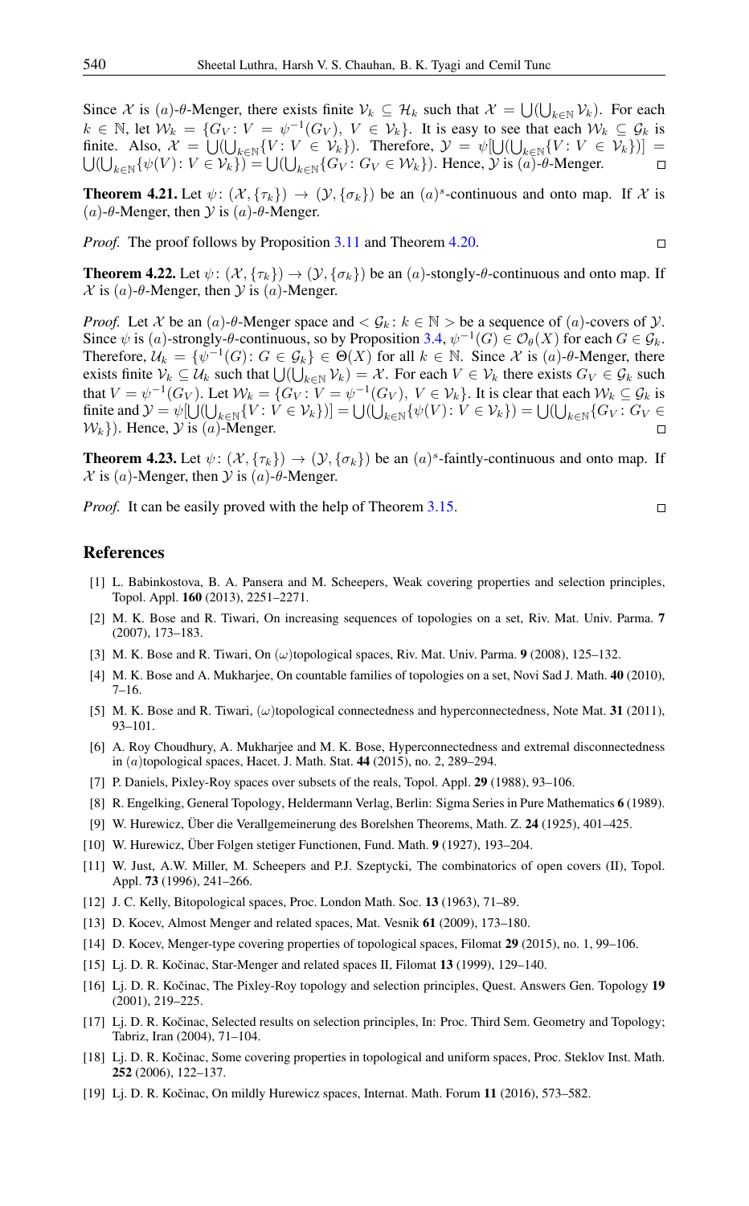Since $\mathcal{X}$ is $(a)$-$\theta$-Menger, there exists finite $\mathcal{V}_k \subseteq \mathcal{H}_k$ such that $\mathcal{X} = \bigcup(\bigcup_{k\in\mathbb{N}} \mathcal{V}_k)$. For each $k \in \mathbb{N}$, let $\mathcal{W}_k = \{G_V : V = \psi^{-1}(G_V),\ V \in \mathcal{V}_k\}$. It is easy to see that each $\mathcal{W}_k \subseteq \mathcal{G}_k$ is finite. Also, $\mathcal{X} = \bigcup(\bigcup_{k\in\mathbb{N}}\{V : V \in \mathcal{V}_k\})$. Therefore, $\mathcal{Y} = \psi[\bigcup(\bigcup_{k\in\mathbb{N}}\{V : V \in \mathcal{V}_k\})] = \bigcup(\bigcup_{k\in\mathbb{N}}\{\psi(V) : V \in \mathcal{V}_k\}) = \bigcup(\bigcup_{k\in\mathbb{N}}\{G_V : G_V \in \mathcal{W}_k\})$. Hence, $\mathcal{Y}$ is $(a)$-$\theta$-Menger. □

**Theorem 4.21.** Let $\psi : (\mathcal{X}, \{\tau_k\}) \to (\mathcal{Y}, \{\sigma_k\})$ be an $(a)^s$-continuous and onto map. If $\mathcal{X}$ is $(a)$-$\theta$-Menger, then $\mathcal{Y}$ is $(a)$-$\theta$-Menger.

*Proof.* The proof follows by Proposition 3.11 and Theorem 4.20. □

**Theorem 4.22.** Let $\psi : (\mathcal{X}, \{\tau_k\}) \to (\mathcal{Y}, \{\sigma_k\})$ be an $(a)$-stongly-$\theta$-continuous and onto map. If $\mathcal{X}$ is $(a)$-$\theta$-Menger, then $\mathcal{Y}$ is $(a)$-Menger.

*Proof.* Let $\mathcal{X}$ be an $(a)$-$\theta$-Menger space and $< \mathcal{G}_k : k \in \mathbb{N} >$ be a sequence of $(a)$-covers of $\mathcal{Y}$. Since $\psi$ is $(a)$-strongly-$\theta$-continuous, so by Proposition 3.4, $\psi^{-1}(G) \in \mathcal{O}_\theta(X)$ for each $G \in \mathcal{G}_k$. Therefore, $\mathcal{U}_k = \{\psi^{-1}(G) : G \in \mathcal{G}_k\} \in \Theta(X)$ for all $k \in \mathbb{N}$. Since $\mathcal{X}$ is $(a)$-$\theta$-Menger, there exists finite $\mathcal{V}_k \subseteq \mathcal{U}_k$ such that $\bigcup(\bigcup_{k\in\mathbb{N}} \mathcal{V}_k) = \mathcal{X}$. For each $V \in \mathcal{V}_k$ there exists $G_V \in \mathcal{G}_k$ such that $V = \psi^{-1}(G_V)$. Let $\mathcal{W}_k = \{G_V : V = \psi^{-1}(G_V),\ V \in \mathcal{V}_k\}$. It is clear that each $\mathcal{W}_k \subseteq \mathcal{G}_k$ is finite and $\mathcal{Y} = \psi[\bigcup(\bigcup_{k\in\mathbb{N}}\{V : V \in \mathcal{V}_k\})] = \bigcup(\bigcup_{k\in\mathbb{N}}\{\psi(V) : V \in \mathcal{V}_k\}) = \bigcup(\bigcup_{k\in\mathbb{N}}\{G_V : G_V \in \mathcal{W}_k\})$. Hence, $\mathcal{Y}$ is $(a)$-Menger. □

**Theorem 4.23.** Let $\psi : (\mathcal{X}, \{\tau_k\}) \to (\mathcal{Y}, \{\sigma_k\})$ be an $(a)^s$-faintly-continuous and onto map. If $\mathcal{X}$ is $(a)$-Menger, then $\mathcal{Y}$ is $(a)$-$\theta$-Menger.

*Proof.* It can be easily proved with the help of Theorem 3.15. □

## References

[1] L. Babinkostova, B. A. Pansera and M. Scheepers, Weak covering properties and selection principles, Topol. Appl. **160** (2013), 2251–2271.

[2] M. K. Bose and R. Tiwari, On increasing sequences of topologies on a set, Riv. Mat. Univ. Parma. **7** (2007), 173–183.

[3] M. K. Bose and R. Tiwari, On $(\omega)$topological spaces, Riv. Mat. Univ. Parma. **9** (2008), 125–132.

[4] M. K. Bose and A. Mukharjee, On countable families of topologies on a set, Novi Sad J. Math. **40** (2010), 7–16.

[5] M. K. Bose and R. Tiwari, $(\omega)$topological connectedness and hyperconnectedness, Note Mat. **31** (2011), 93–101.

[6] A. Roy Choudhury, A. Mukharjee and M. K. Bose, Hyperconnectedness and extremal disconnectedness in $(a)$topological spaces, Hacet. J. Math. Stat. **44** (2015), no. 2, 289–294.

[7] P. Daniels, Pixley-Roy spaces over subsets of the reals, Topol. Appl. **29** (1988), 93–106.

[8] R. Engelking, General Topology, Heldermann Verlag, Berlin: Sigma Series in Pure Mathematics **6** (1989).

[9] W. Hurewicz, Über die Verallgemeinerung des Borelshen Theorems, Math. Z. **24** (1925), 401–425.

[10] W. Hurewicz, Über Folgen stetiger Functionen, Fund. Math. **9** (1927), 193–204.

[11] W. Just, A.W. Miller, M. Scheepers and P.J. Szeptycki, The combinatorics of open covers (II), Topol. Appl. **73** (1996), 241–266.

[12] J. C. Kelly, Bitopological spaces, Proc. London Math. Soc. **13** (1963), 71–89.

[13] D. Kocev, Almost Menger and related spaces, Mat. Vesnik **61** (2009), 173–180.

[14] D. Kocev, Menger-type covering properties of topological spaces, Filomat **29** (2015), no. 1, 99–106.

[15] Lj. D. R. Kočinac, Star-Menger and related spaces II, Filomat **13** (1999), 129–140.

[16] Lj. D. R. Kočinac, The Pixley-Roy topology and selection principles, Quest. Answers Gen. Topology **19** (2001), 219–225.

[17] Lj. D. R. Kočinac, Selected results on selection principles, In: Proc. Third Sem. Geometry and Topology; Tabriz, Iran (2004), 71–104.

[18] Lj. D. R. Kočinac, Some covering properties in topological and uniform spaces, Proc. Steklov Inst. Math. **252** (2006), 122–137.

[19] Lj. D. R. Kočinac, On mildly Hurewicz spaces, Internat. Math. Forum **11** (2016), 573–582.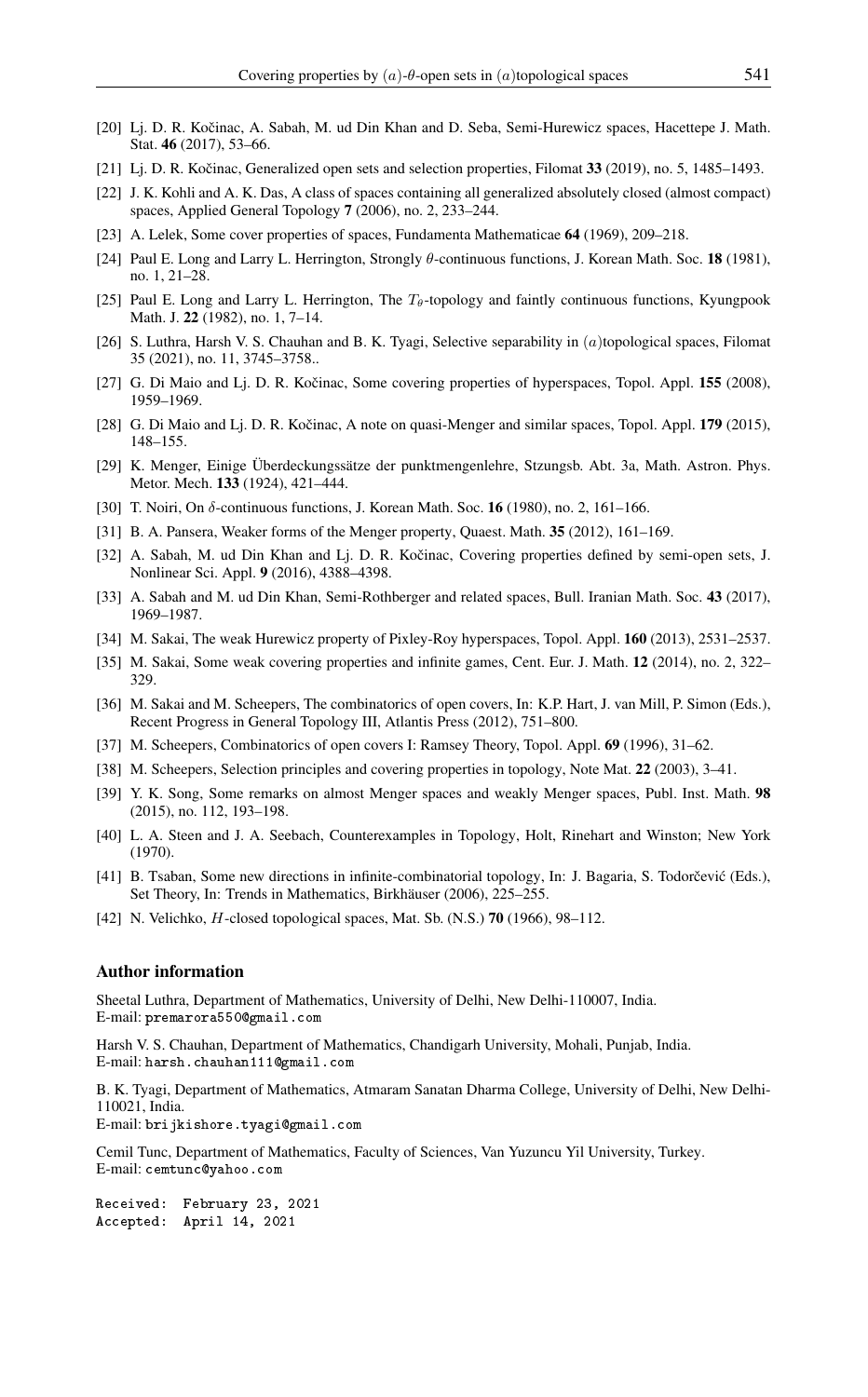[20] Lj. D. R. Kočinac, A. Sabah, M. ud Din Khan and D. Seba, Semi-Hurewicz spaces, Hacettepe J. Math. Stat. **46** (2017), 53–66.

[21] Lj. D. R. Kočinac, Generalized open sets and selection properties, Filomat **33** (2019), no. 5, 1485–1493.

[22] J. K. Kohli and A. K. Das, A class of spaces containing all generalized absolutely closed (almost compact) spaces, Applied General Topology **7** (2006), no. 2, 233–244.

[23] A. Lelek, Some cover properties of spaces, Fundamenta Mathematicae **64** (1969), 209–218.

[24] Paul E. Long and Larry L. Herrington, Strongly $\theta$-continuous functions, J. Korean Math. Soc. **18** (1981), no. 1, 21–28.

[25] Paul E. Long and Larry L. Herrington, The $T_\theta$-topology and faintly continuous functions, Kyungpook Math. J. **22** (1982), no. 1, 7–14.

[26] S. Luthra, Harsh V. S. Chauhan and B. K. Tyagi, Selective separability in $(a)$topological spaces, Filomat 35 (2021), no. 11, 3745–3758..

[27] G. Di Maio and Lj. D. R. Kočinac, Some covering properties of hyperspaces, Topol. Appl. **155** (2008), 1959–1969.

[28] G. Di Maio and Lj. D. R. Kočinac, A note on quasi-Menger and similar spaces, Topol. Appl. **179** (2015), 148–155.

[29] K. Menger, Einige Überdeckungssätze der punktmengenlehre, Stzungsb. Abt. 3a, Math. Astron. Phys. Metor. Mech. **133** (1924), 421–444.

[30] T. Noiri, On $\delta$-continuous functions, J. Korean Math. Soc. **16** (1980), no. 2, 161–166.

[31] B. A. Pansera, Weaker forms of the Menger property, Quaest. Math. **35** (2012), 161–169.

[32] A. Sabah, M. ud Din Khan and Lj. D. R. Kočinac, Covering properties defined by semi-open sets, J. Nonlinear Sci. Appl. **9** (2016), 4388–4398.

[33] A. Sabah and M. ud Din Khan, Semi-Rothberger and related spaces, Bull. Iranian Math. Soc. **43** (2017), 1969–1987.

[34] M. Sakai, The weak Hurewicz property of Pixley-Roy hyperspaces, Topol. Appl. **160** (2013), 2531–2537.

[35] M. Sakai, Some weak covering properties and infinite games, Cent. Eur. J. Math. **12** (2014), no. 2, 322–329.

[36] M. Sakai and M. Scheepers, The combinatorics of open covers, In: K.P. Hart, J. van Mill, P. Simon (Eds.), Recent Progress in General Topology III, Atlantis Press (2012), 751–800.

[37] M. Scheepers, Combinatorics of open covers I: Ramsey Theory, Topol. Appl. **69** (1996), 31–62.

[38] M. Scheepers, Selection principles and covering properties in topology, Note Mat. **22** (2003), 3–41.

[39] Y. K. Song, Some remarks on almost Menger spaces and weakly Menger spaces, Publ. Inst. Math. **98** (2015), no. 112, 193–198.

[40] L. A. Steen and J. A. Seebach, Counterexamples in Topology, Holt, Rinehart and Winston; New York (1970).

[41] B. Tsaban, Some new directions in infinite-combinatorial topology, In: J. Bagaria, S. Todorčević (Eds.), Set Theory, In: Trends in Mathematics, Birkhäuser (2006), 225–255.

[42] N. Velichko, $H$-closed topological spaces, Mat. Sb. (N.S.) **70** (1966), 98–112.

### Author information

Sheetal Luthra, Department of Mathematics, University of Delhi, New Delhi-110007, India.
E-mail: premarora550@gmail.com

Harsh V. S. Chauhan, Department of Mathematics, Chandigarh University, Mohali, Punjab, India.
E-mail: harsh.chauhan111@gmail.com

B. K. Tyagi, Department of Mathematics, Atmaram Sanatan Dharma College, University of Delhi, New Delhi-110021, India.
E-mail: brijkishore.tyagi@gmail.com

Cemil Tunc, Department of Mathematics, Faculty of Sciences, Van Yuzuncu Yil University, Turkey.
E-mail: cemtunc@yahoo.com

Received: February 23, 2021
Accepted: April 14, 2021